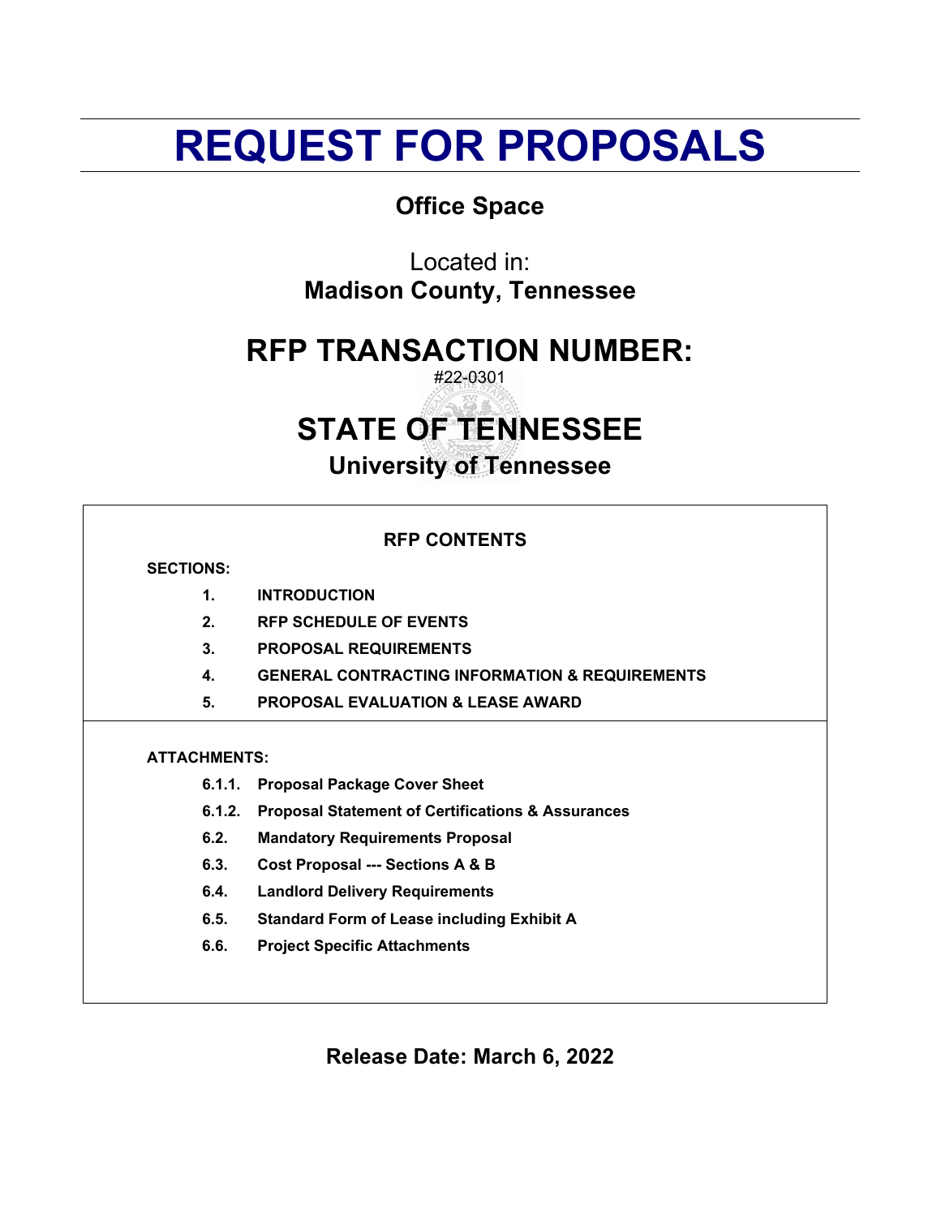# REQUEST FOR PROPOSALS

## Office Space

Located in:
**Madison County, Tennessee**

## RFP TRANSACTION NUMBER:

#22-0301

## STATE OF TENNESSEE

### University of Tennessee

**RFP CONTENTS**

**SECTIONS:**

1. **INTRODUCTION**
2. **RFP SCHEDULE OF EVENTS**
3. **PROPOSAL REQUIREMENTS**
4. **GENERAL CONTRACTING INFORMATION & REQUIREMENTS**
5. **PROPOSAL EVALUATION & LEASE AWARD**

**ATTACHMENTS:**

- **6.1.1.** **Proposal Package Cover Sheet**
- **6.1.2.** **Proposal Statement of Certifications & Assurances**
- **6.2.** **Mandatory Requirements Proposal**
- **6.3.** **Cost Proposal --- Sections A & B**
- **6.4.** **Landlord Delivery Requirements**
- **6.5.** **Standard Form of Lease including Exhibit A**
- **6.6.** **Project Specific Attachments**

**Release Date: March 6, 2022**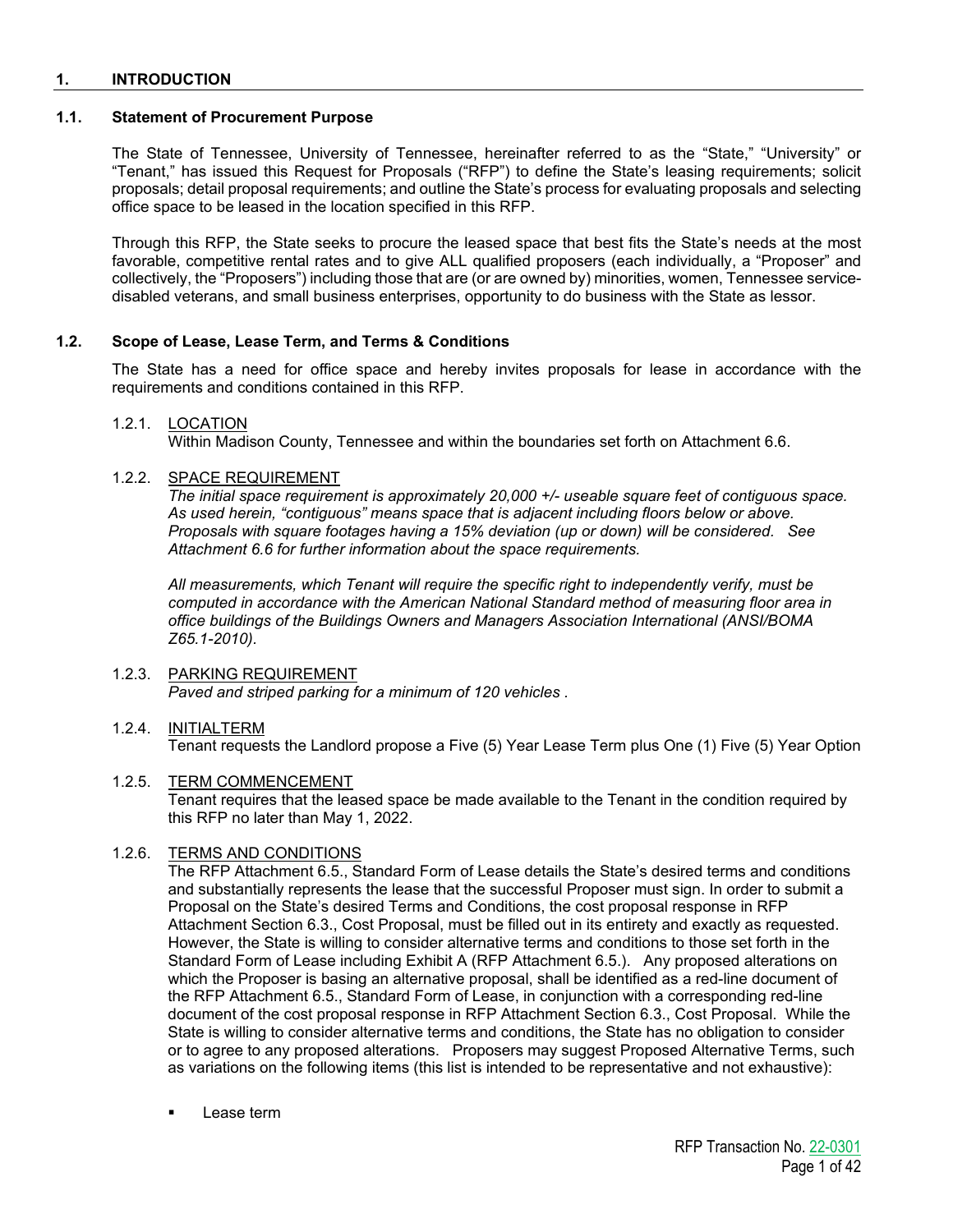## 1. INTRODUCTION

### 1.1. Statement of Procurement Purpose

The State of Tennessee, University of Tennessee, hereinafter referred to as the "State," "University" or "Tenant," has issued this Request for Proposals ("RFP") to define the State's leasing requirements; solicit proposals; detail proposal requirements; and outline the State's process for evaluating proposals and selecting office space to be leased in the location specified in this RFP.

Through this RFP, the State seeks to procure the leased space that best fits the State's needs at the most favorable, competitive rental rates and to give ALL qualified proposers (each individually, a "Proposer" and collectively, the "Proposers") including those that are (or are owned by) minorities, women, Tennessee service-disabled veterans, and small business enterprises, opportunity to do business with the State as lessor.

### 1.2. Scope of Lease, Lease Term, and Terms & Conditions

The State has a need for office space and hereby invites proposals for lease in accordance with the requirements and conditions contained in this RFP.

1.2.1. LOCATION

Within Madison County, Tennessee and within the boundaries set forth on Attachment 6.6.

1.2.2. SPACE REQUIREMENT

*The initial space requirement is approximately 20,000 +/- useable square feet of contiguous space. As used herein, "contiguous" means space that is adjacent including floors below or above. Proposals with square footages having a 15% deviation (up or down) will be considered. See Attachment 6.6 for further information about the space requirements.*

*All measurements, which Tenant will require the specific right to independently verify, must be computed in accordance with the American National Standard method of measuring floor area in office buildings of the Buildings Owners and Managers Association International (ANSI/BOMA Z65.1-2010).*

1.2.3. PARKING REQUIREMENT

*Paved and striped parking for a minimum of 120 vehicles .*

1.2.4. INITIALTERM

Tenant requests the Landlord propose a Five (5) Year Lease Term plus One (1) Five (5) Year Option

1.2.5. TERM COMMENCEMENT

Tenant requires that the leased space be made available to the Tenant in the condition required by this RFP no later than May 1, 2022.

1.2.6. TERMS AND CONDITIONS

The RFP Attachment 6.5., Standard Form of Lease details the State's desired terms and conditions and substantially represents the lease that the successful Proposer must sign. In order to submit a Proposal on the State's desired Terms and Conditions, the cost proposal response in RFP Attachment Section 6.3., Cost Proposal, must be filled out in its entirety and exactly as requested. However, the State is willing to consider alternative terms and conditions to those set forth in the Standard Form of Lease including Exhibit A (RFP Attachment 6.5.). Any proposed alterations on which the Proposer is basing an alternative proposal, shall be identified as a red-line document of the RFP Attachment 6.5., Standard Form of Lease, in conjunction with a corresponding red-line document of the cost proposal response in RFP Attachment Section 6.3., Cost Proposal. While the State is willing to consider alternative terms and conditions, the State has no obligation to consider or to agree to any proposed alterations. Proposers may suggest Proposed Alternative Terms, such as variations on the following items (this list is intended to be representative and not exhaustive):

- Lease term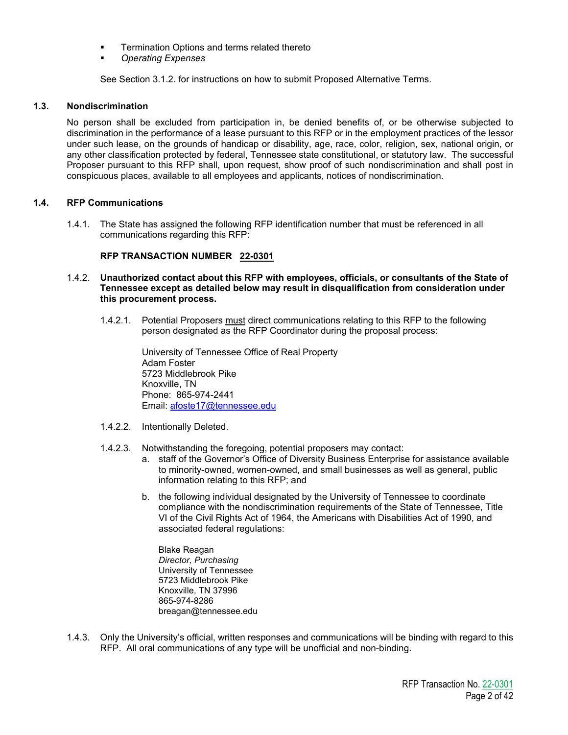- Termination Options and terms related thereto
- *Operating Expenses*

See Section 3.1.2. for instructions on how to submit Proposed Alternative Terms.

### 1.3. Nondiscrimination

No person shall be excluded from participation in, be denied benefits of, or be otherwise subjected to discrimination in the performance of a lease pursuant to this RFP or in the employment practices of the lessor under such lease, on the grounds of handicap or disability, age, race, color, religion, sex, national origin, or any other classification protected by federal, Tennessee state constitutional, or statutory law. The successful Proposer pursuant to this RFP shall, upon request, show proof of such nondiscrimination and shall post in conspicuous places, available to all employees and applicants, notices of nondiscrimination.

### 1.4. RFP Communications

1.4.1. The State has assigned the following RFP identification number that must be referenced in all communications regarding this RFP:

**RFP TRANSACTION NUMBER <u>22-0301</u>**

1.4.2. **Unauthorized contact about this RFP with employees, officials, or consultants of the State of Tennessee except as detailed below may result in disqualification from consideration under this procurement process.**

1.4.2.1. Potential Proposers <u>must</u> direct communications relating to this RFP to the following person designated as the RFP Coordinator during the proposal process:

University of Tennessee Office of Real Property
Adam Foster
5723 Middlebrook Pike
Knoxville, TN
Phone: 865-974-2441
Email: afoste17@tennessee.edu

1.4.2.2. Intentionally Deleted.

1.4.2.3. Notwithstanding the foregoing, potential proposers may contact:

a. staff of the Governor's Office of Diversity Business Enterprise for assistance available to minority-owned, women-owned, and small businesses as well as general, public information relating to this RFP; and

b. the following individual designated by the University of Tennessee to coordinate compliance with the nondiscrimination requirements of the State of Tennessee, Title VI of the Civil Rights Act of 1964, the Americans with Disabilities Act of 1990, and associated federal regulations:

Blake Reagan
*Director, Purchasing*
University of Tennessee
5723 Middlebrook Pike
Knoxville, TN 37996
865-974-8286
breagan@tennessee.edu

1.4.3. Only the University's official, written responses and communications will be binding with regard to this RFP. All oral communications of any type will be unofficial and non-binding.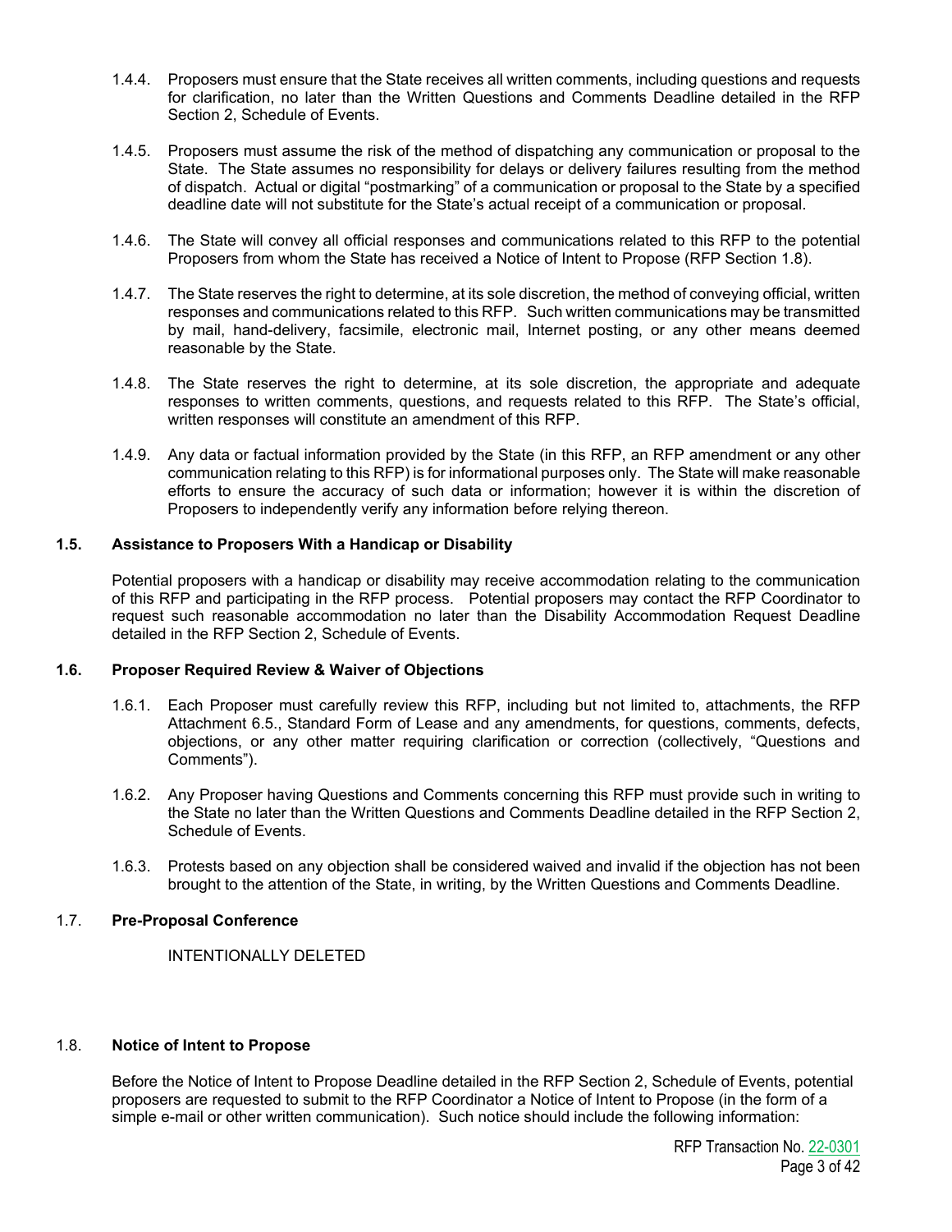1.4.4. Proposers must ensure that the State receives all written comments, including questions and requests for clarification, no later than the Written Questions and Comments Deadline detailed in the RFP Section 2, Schedule of Events.

1.4.5. Proposers must assume the risk of the method of dispatching any communication or proposal to the State. The State assumes no responsibility for delays or delivery failures resulting from the method of dispatch. Actual or digital "postmarking" of a communication or proposal to the State by a specified deadline date will not substitute for the State's actual receipt of a communication or proposal.

1.4.6. The State will convey all official responses and communications related to this RFP to the potential Proposers from whom the State has received a Notice of Intent to Propose (RFP Section 1.8).

1.4.7. The State reserves the right to determine, at its sole discretion, the method of conveying official, written responses and communications related to this RFP. Such written communications may be transmitted by mail, hand-delivery, facsimile, electronic mail, Internet posting, or any other means deemed reasonable by the State.

1.4.8. The State reserves the right to determine, at its sole discretion, the appropriate and adequate responses to written comments, questions, and requests related to this RFP. The State's official, written responses will constitute an amendment of this RFP.

1.4.9. Any data or factual information provided by the State (in this RFP, an RFP amendment or any other communication relating to this RFP) is for informational purposes only. The State will make reasonable efforts to ensure the accuracy of such data or information; however it is within the discretion of Proposers to independently verify any information before relying thereon.

### 1.5. Assistance to Proposers With a Handicap or Disability

Potential proposers with a handicap or disability may receive accommodation relating to the communication of this RFP and participating in the RFP process. Potential proposers may contact the RFP Coordinator to request such reasonable accommodation no later than the Disability Accommodation Request Deadline detailed in the RFP Section 2, Schedule of Events.

### 1.6. Proposer Required Review & Waiver of Objections

1.6.1. Each Proposer must carefully review this RFP, including but not limited to, attachments, the RFP Attachment 6.5., Standard Form of Lease and any amendments, for questions, comments, defects, objections, or any other matter requiring clarification or correction (collectively, "Questions and Comments").

1.6.2. Any Proposer having Questions and Comments concerning this RFP must provide such in writing to the State no later than the Written Questions and Comments Deadline detailed in the RFP Section 2, Schedule of Events.

1.6.3. Protests based on any objection shall be considered waived and invalid if the objection has not been brought to the attention of the State, in writing, by the Written Questions and Comments Deadline.

### 1.7. Pre-Proposal Conference

INTENTIONALLY DELETED

### 1.8. Notice of Intent to Propose

Before the Notice of Intent to Propose Deadline detailed in the RFP Section 2, Schedule of Events, potential proposers are requested to submit to the RFP Coordinator a Notice of Intent to Propose (in the form of a simple e-mail or other written communication). Such notice should include the following information: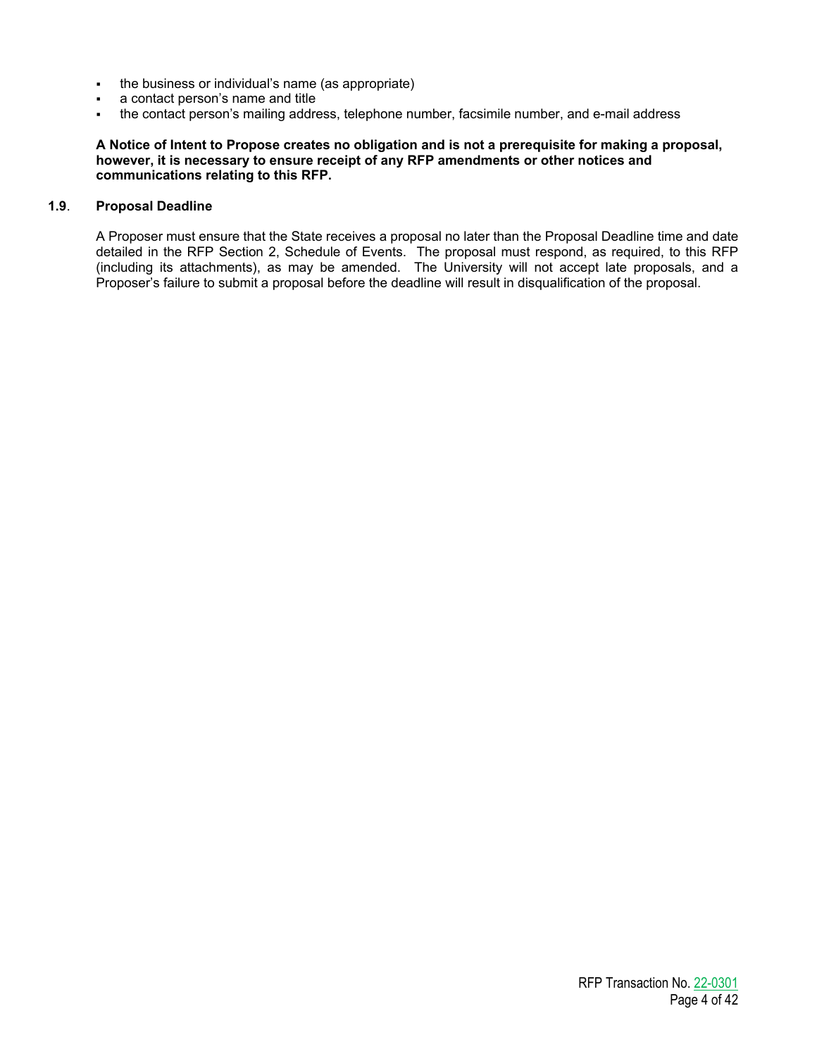- the business or individual's name (as appropriate)
- a contact person's name and title
- the contact person's mailing address, telephone number, facsimile number, and e-mail address

**A Notice of Intent to Propose creates no obligation and is not a prerequisite for making a proposal, however, it is necessary to ensure receipt of any RFP amendments or other notices and communications relating to this RFP.**

### 1.9. Proposal Deadline

A Proposer must ensure that the State receives a proposal no later than the Proposal Deadline time and date detailed in the RFP Section 2, Schedule of Events. The proposal must respond, as required, to this RFP (including its attachments), as may be amended. The University will not accept late proposals, and a Proposer's failure to submit a proposal before the deadline will result in disqualification of the proposal.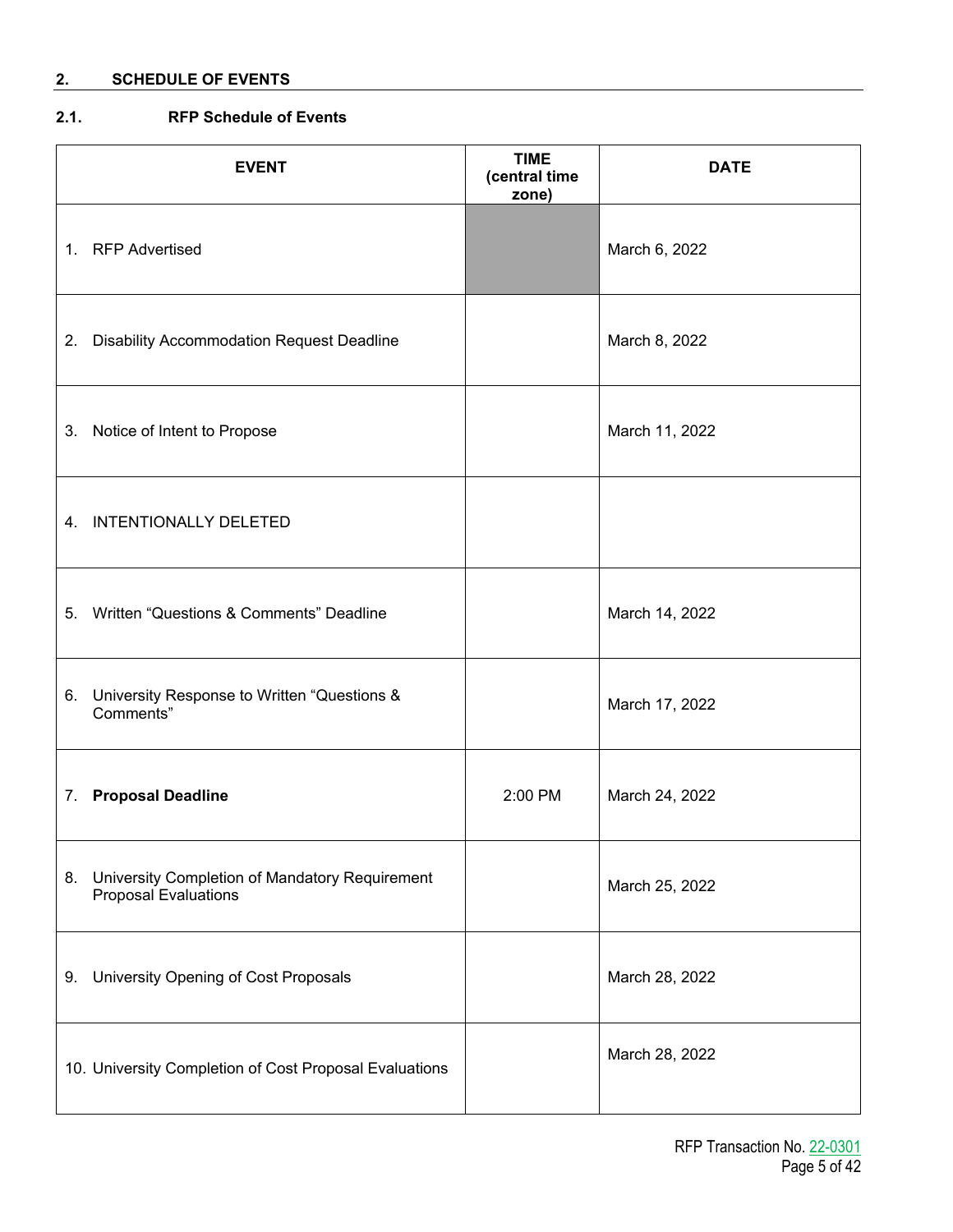## 2. SCHEDULE OF EVENTS

### 2.1. RFP Schedule of Events

| EVENT | TIME (central time zone) | DATE |
|---|---|---|
| 1. RFP Advertised | | March 6, 2022 |
| 2. Disability Accommodation Request Deadline | | March 8, 2022 |
| 3. Notice of Intent to Propose | | March 11, 2022 |
| 4. INTENTIONALLY DELETED | | |
| 5. Written "Questions & Comments" Deadline | | March 14, 2022 |
| 6. University Response to Written "Questions & Comments" | | March 17, 2022 |
| 7. **Proposal Deadline** | 2:00 PM | March 24, 2022 |
| 8. University Completion of Mandatory Requirement Proposal Evaluations | | March 25, 2022 |
| 9. University Opening of Cost Proposals | | March 28, 2022 |
| 10. University Completion of Cost Proposal Evaluations | | March 28, 2022 |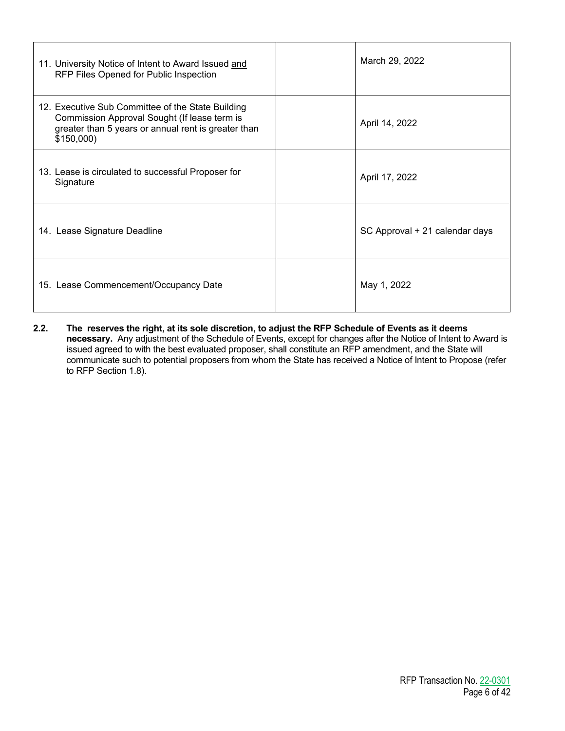| | | |
|---|---|---|
| 11. University Notice of Intent to Award Issued and RFP Files Opened for Public Inspection | | March 29, 2022 |
| 12. Executive Sub Committee of the State Building Commission Approval Sought (If lease term is greater than 5 years or annual rent is greater than $150,000) | | April 14, 2022 |
| 13. Lease is circulated to successful Proposer for Signature | | April 17, 2022 |
| 14. Lease Signature Deadline | | SC Approval + 21 calendar days |
| 15. Lease Commencement/Occupancy Date | | May 1, 2022 |

**2.2. The reserves the right, at its sole discretion, to adjust the RFP Schedule of Events as it deems necessary.** Any adjustment of the Schedule of Events, except for changes after the Notice of Intent to Award is issued agreed to with the best evaluated proposer, shall constitute an RFP amendment, and the State will communicate such to potential proposers from whom the State has received a Notice of Intent to Propose (refer to RFP Section 1.8).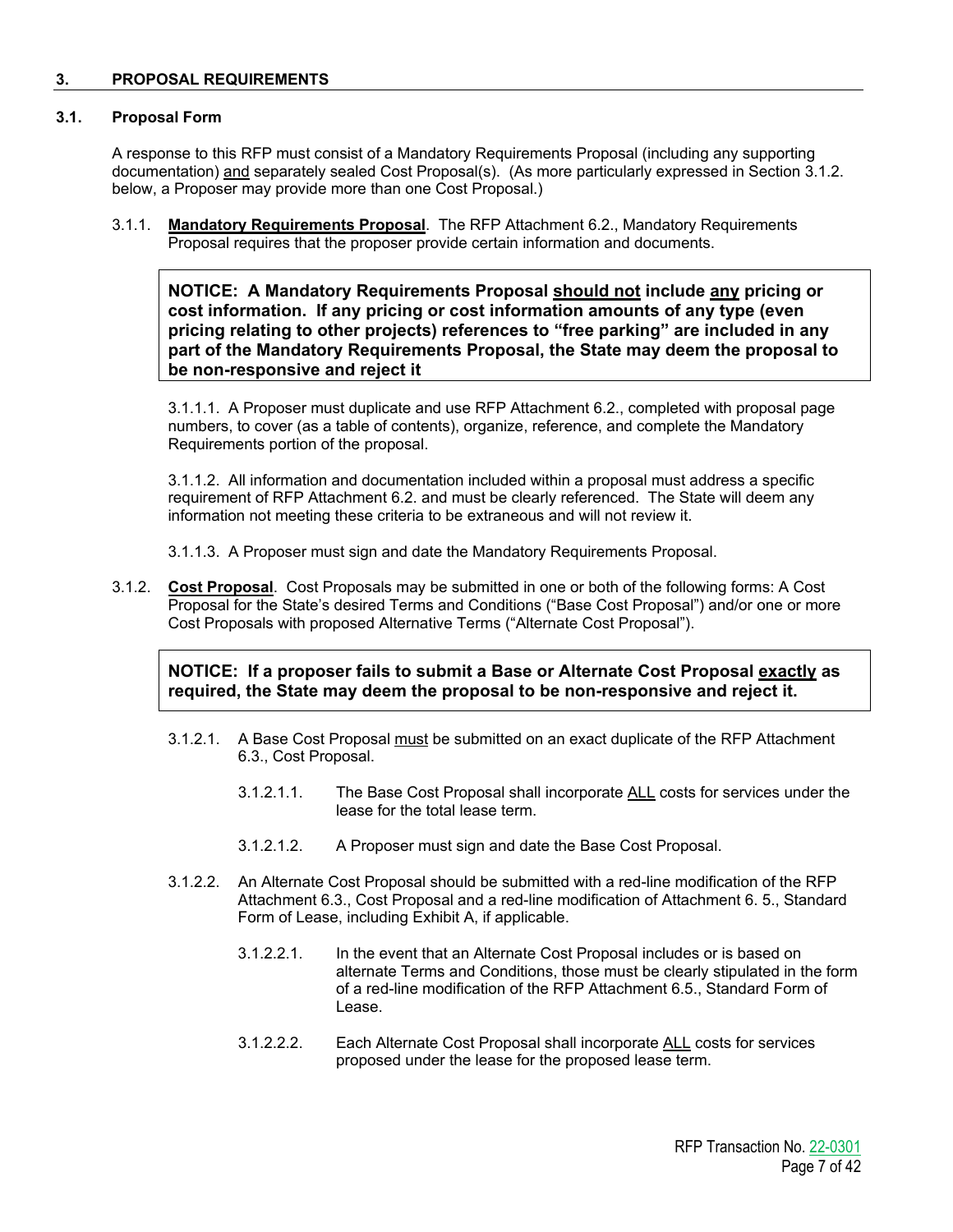## 3. PROPOSAL REQUIREMENTS

### 3.1. Proposal Form

A response to this RFP must consist of a Mandatory Requirements Proposal (including any supporting documentation) and separately sealed Cost Proposal(s). (As more particularly expressed in Section 3.1.2. below, a Proposer may provide more than one Cost Proposal.)

3.1.1. **Mandatory Requirements Proposal**. The RFP Attachment 6.2., Mandatory Requirements Proposal requires that the proposer provide certain information and documents.

> **NOTICE: A Mandatory Requirements Proposal should not include any pricing or cost information. If any pricing or cost information amounts of any type (even pricing relating to other projects) references to "free parking" are included in any part of the Mandatory Requirements Proposal, the State may deem the proposal to be non-responsive and reject it**

3.1.1.1. A Proposer must duplicate and use RFP Attachment 6.2., completed with proposal page numbers, to cover (as a table of contents), organize, reference, and complete the Mandatory Requirements portion of the proposal.

3.1.1.2. All information and documentation included within a proposal must address a specific requirement of RFP Attachment 6.2. and must be clearly referenced. The State will deem any information not meeting these criteria to be extraneous and will not review it.

3.1.1.3. A Proposer must sign and date the Mandatory Requirements Proposal.

3.1.2. **Cost Proposal**. Cost Proposals may be submitted in one or both of the following forms: A Cost Proposal for the State's desired Terms and Conditions ("Base Cost Proposal") and/or one or more Cost Proposals with proposed Alternative Terms ("Alternate Cost Proposal").

> **NOTICE: If a proposer fails to submit a Base or Alternate Cost Proposal exactly as required, the State may deem the proposal to be non-responsive and reject it.**

3.1.2.1. A Base Cost Proposal must be submitted on an exact duplicate of the RFP Attachment 6.3., Cost Proposal.

3.1.2.1.1. The Base Cost Proposal shall incorporate ALL costs for services under the lease for the total lease term.

3.1.2.1.2. A Proposer must sign and date the Base Cost Proposal.

3.1.2.2. An Alternate Cost Proposal should be submitted with a red-line modification of the RFP Attachment 6.3., Cost Proposal and a red-line modification of Attachment 6. 5., Standard Form of Lease, including Exhibit A, if applicable.

3.1.2.2.1. In the event that an Alternate Cost Proposal includes or is based on alternate Terms and Conditions, those must be clearly stipulated in the form of a red-line modification of the RFP Attachment 6.5., Standard Form of Lease.

3.1.2.2.2. Each Alternate Cost Proposal shall incorporate ALL costs for services proposed under the lease for the proposed lease term.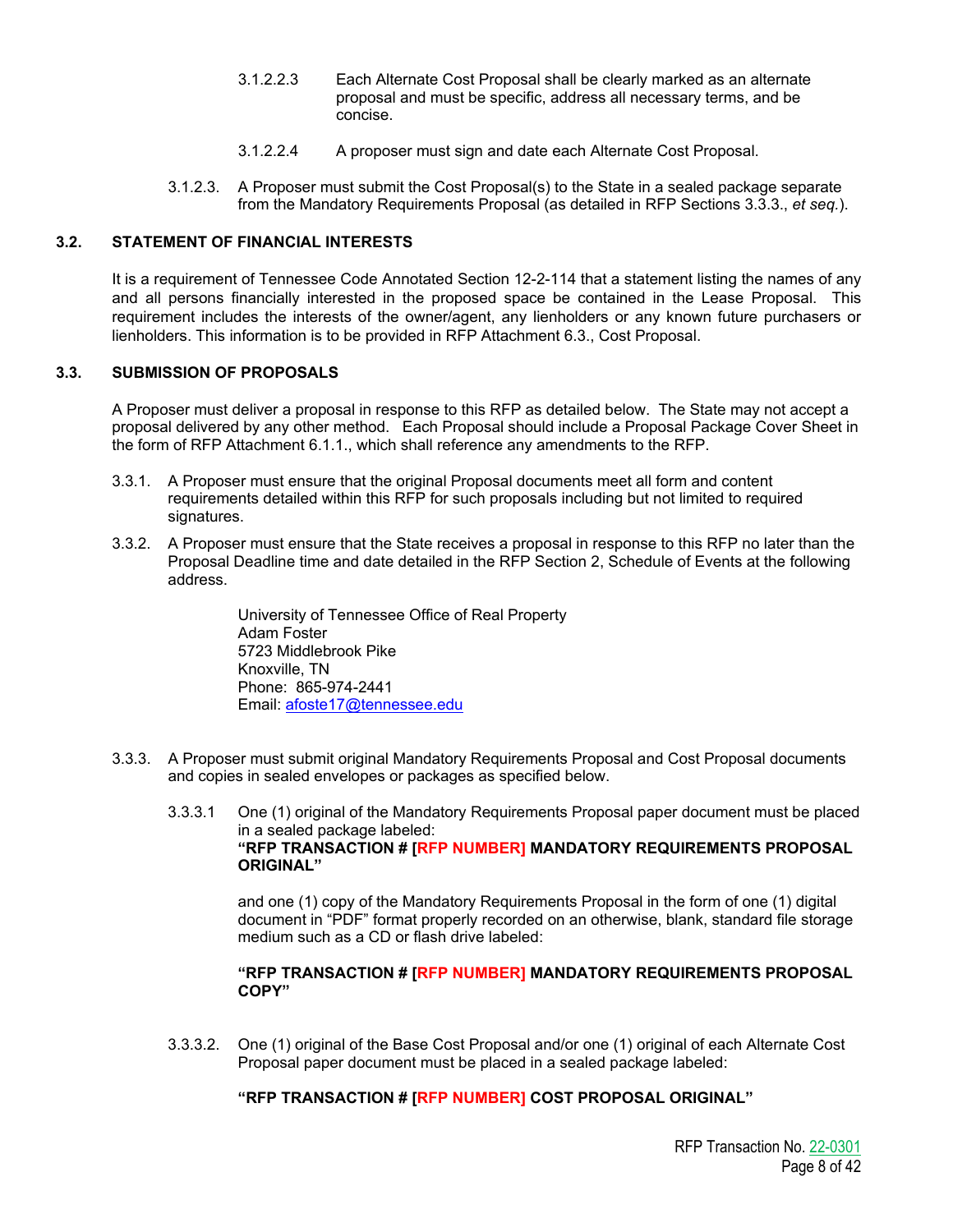3.1.2.2.3 Each Alternate Cost Proposal shall be clearly marked as an alternate proposal and must be specific, address all necessary terms, and be concise.

3.1.2.2.4 A proposer must sign and date each Alternate Cost Proposal.

3.1.2.3. A Proposer must submit the Cost Proposal(s) to the State in a sealed package separate from the Mandatory Requirements Proposal (as detailed in RFP Sections 3.3.3., *et seq.*).

## 3.2. STATEMENT OF FINANCIAL INTERESTS

It is a requirement of Tennessee Code Annotated Section 12-2-114 that a statement listing the names of any and all persons financially interested in the proposed space be contained in the Lease Proposal. This requirement includes the interests of the owner/agent, any lienholders or any known future purchasers or lienholders. This information is to be provided in RFP Attachment 6.3., Cost Proposal.

## 3.3. SUBMISSION OF PROPOSALS

A Proposer must deliver a proposal in response to this RFP as detailed below. The State may not accept a proposal delivered by any other method. Each Proposal should include a Proposal Package Cover Sheet in the form of RFP Attachment 6.1.1., which shall reference any amendments to the RFP.

3.3.1. A Proposer must ensure that the original Proposal documents meet all form and content requirements detailed within this RFP for such proposals including but not limited to required signatures.

3.3.2. A Proposer must ensure that the State receives a proposal in response to this RFP no later than the Proposal Deadline time and date detailed in the RFP Section 2, Schedule of Events at the following address.

University of Tennessee Office of Real Property
Adam Foster
5723 Middlebrook Pike
Knoxville, TN
Phone: 865-974-2441
Email: afoste17@tennessee.edu

3.3.3. A Proposer must submit original Mandatory Requirements Proposal and Cost Proposal documents and copies in sealed envelopes or packages as specified below.

3.3.3.1 One (1) original of the Mandatory Requirements Proposal paper document must be placed in a sealed package labeled:
**"RFP TRANSACTION # [RFP NUMBER] MANDATORY REQUIREMENTS PROPOSAL ORIGINAL"**

and one (1) copy of the Mandatory Requirements Proposal in the form of one (1) digital document in "PDF" format properly recorded on an otherwise, blank, standard file storage medium such as a CD or flash drive labeled:

**"RFP TRANSACTION # [RFP NUMBER] MANDATORY REQUIREMENTS PROPOSAL COPY"**

3.3.3.2. One (1) original of the Base Cost Proposal and/or one (1) original of each Alternate Cost Proposal paper document must be placed in a sealed package labeled:

**"RFP TRANSACTION # [RFP NUMBER] COST PROPOSAL ORIGINAL"**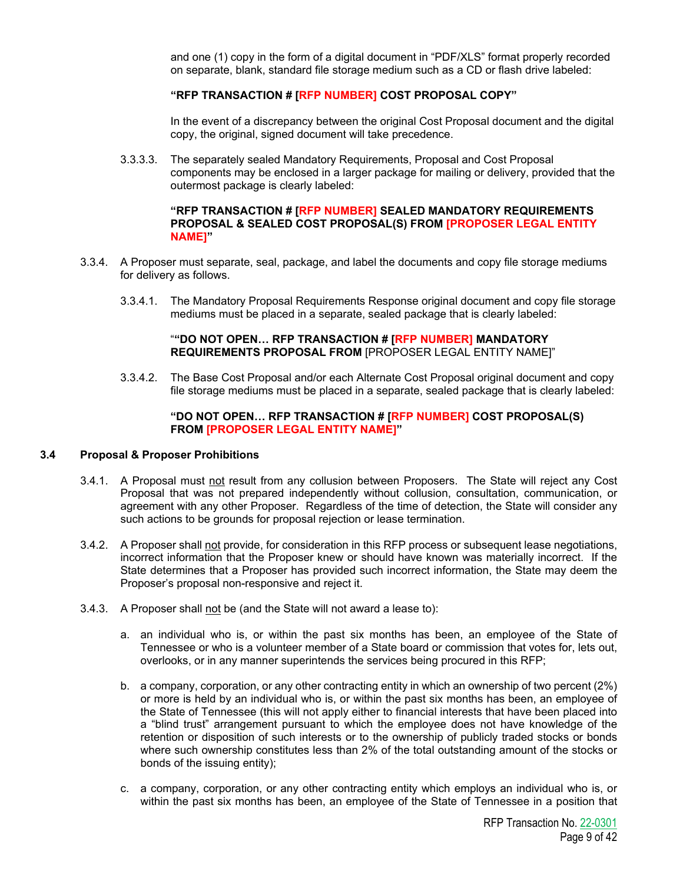and one (1) copy in the form of a digital document in "PDF/XLS" format properly recorded on separate, blank, standard file storage medium such as a CD or flash drive labeled:

**"RFP TRANSACTION # [RFP NUMBER] COST PROPOSAL COPY"**

In the event of a discrepancy between the original Cost Proposal document and the digital copy, the original, signed document will take precedence.

3.3.3.3. The separately sealed Mandatory Requirements, Proposal and Cost Proposal components may be enclosed in a larger package for mailing or delivery, provided that the outermost package is clearly labeled:

**"RFP TRANSACTION # [RFP NUMBER] SEALED MANDATORY REQUIREMENTS PROPOSAL & SEALED COST PROPOSAL(S) FROM [PROPOSER LEGAL ENTITY NAME]"**

3.3.4. A Proposer must separate, seal, package, and label the documents and copy file storage mediums for delivery as follows.

3.3.4.1. The Mandatory Proposal Requirements Response original document and copy file storage mediums must be placed in a separate, sealed package that is clearly labeled:

"**"DO NOT OPEN… RFP TRANSACTION # [RFP NUMBER] MANDATORY REQUIREMENTS PROPOSAL FROM** [PROPOSER LEGAL ENTITY NAME]"

3.3.4.2. The Base Cost Proposal and/or each Alternate Cost Proposal original document and copy file storage mediums must be placed in a separate, sealed package that is clearly labeled:

**"DO NOT OPEN… RFP TRANSACTION # [RFP NUMBER] COST PROPOSAL(S) FROM [PROPOSER LEGAL ENTITY NAME]"**

### 3.4 Proposal & Proposer Prohibitions

3.4.1. A Proposal must not result from any collusion between Proposers. The State will reject any Cost Proposal that was not prepared independently without collusion, consultation, communication, or agreement with any other Proposer. Regardless of the time of detection, the State will consider any such actions to be grounds for proposal rejection or lease termination.

3.4.2. A Proposer shall not provide, for consideration in this RFP process or subsequent lease negotiations, incorrect information that the Proposer knew or should have known was materially incorrect. If the State determines that a Proposer has provided such incorrect information, the State may deem the Proposer's proposal non-responsive and reject it.

3.4.3. A Proposer shall not be (and the State will not award a lease to):

a. an individual who is, or within the past six months has been, an employee of the State of Tennessee or who is a volunteer member of a State board or commission that votes for, lets out, overlooks, or in any manner superintends the services being procured in this RFP;

b. a company, corporation, or any other contracting entity in which an ownership of two percent (2%) or more is held by an individual who is, or within the past six months has been, an employee of the State of Tennessee (this will not apply either to financial interests that have been placed into a "blind trust" arrangement pursuant to which the employee does not have knowledge of the retention or disposition of such interests or to the ownership of publicly traded stocks or bonds where such ownership constitutes less than 2% of the total outstanding amount of the stocks or bonds of the issuing entity);

c. a company, corporation, or any other contracting entity which employs an individual who is, or within the past six months has been, an employee of the State of Tennessee in a position that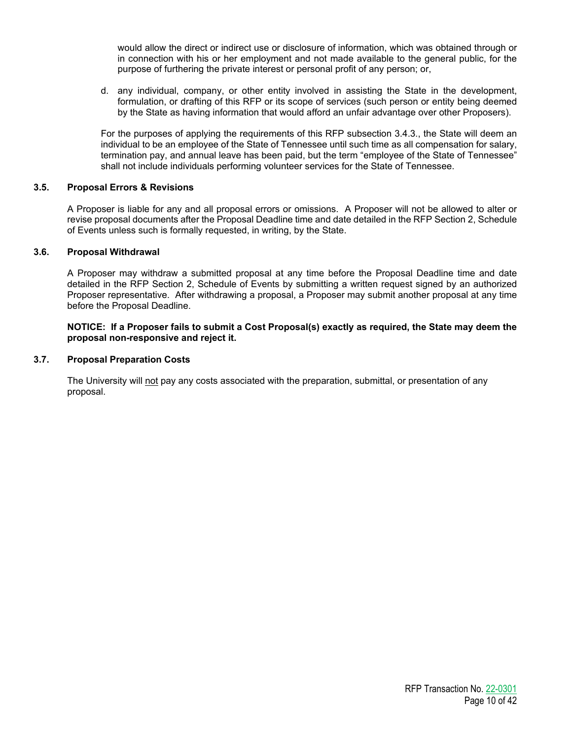would allow the direct or indirect use or disclosure of information, which was obtained through or in connection with his or her employment and not made available to the general public, for the purpose of furthering the private interest or personal profit of any person; or,

d. any individual, company, or other entity involved in assisting the State in the development, formulation, or drafting of this RFP or its scope of services (such person or entity being deemed by the State as having information that would afford an unfair advantage over other Proposers).

For the purposes of applying the requirements of this RFP subsection 3.4.3., the State will deem an individual to be an employee of the State of Tennessee until such time as all compensation for salary, termination pay, and annual leave has been paid, but the term "employee of the State of Tennessee" shall not include individuals performing volunteer services for the State of Tennessee.

### 3.5. Proposal Errors & Revisions

A Proposer is liable for any and all proposal errors or omissions. A Proposer will not be allowed to alter or revise proposal documents after the Proposal Deadline time and date detailed in the RFP Section 2, Schedule of Events unless such is formally requested, in writing, by the State.

### 3.6. Proposal Withdrawal

A Proposer may withdraw a submitted proposal at any time before the Proposal Deadline time and date detailed in the RFP Section 2, Schedule of Events by submitting a written request signed by an authorized Proposer representative. After withdrawing a proposal, a Proposer may submit another proposal at any time before the Proposal Deadline.

**NOTICE: If a Proposer fails to submit a Cost Proposal(s) exactly as required, the State may deem the proposal non-responsive and reject it.**

### 3.7. Proposal Preparation Costs

The University will not pay any costs associated with the preparation, submittal, or presentation of any proposal.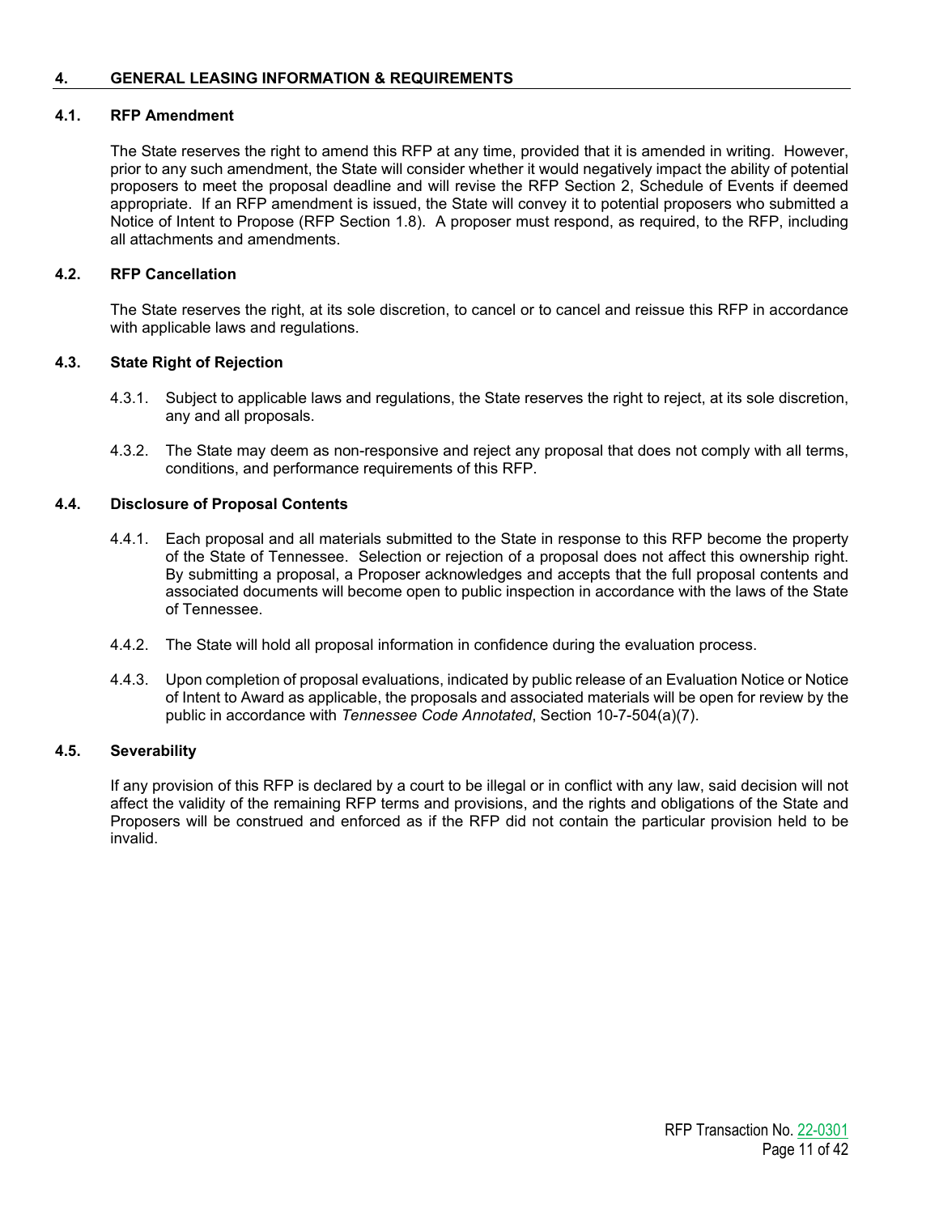## 4. GENERAL LEASING INFORMATION & REQUIREMENTS

### 4.1. RFP Amendment

The State reserves the right to amend this RFP at any time, provided that it is amended in writing. However, prior to any such amendment, the State will consider whether it would negatively impact the ability of potential proposers to meet the proposal deadline and will revise the RFP Section 2, Schedule of Events if deemed appropriate. If an RFP amendment is issued, the State will convey it to potential proposers who submitted a Notice of Intent to Propose (RFP Section 1.8). A proposer must respond, as required, to the RFP, including all attachments and amendments.

### 4.2. RFP Cancellation

The State reserves the right, at its sole discretion, to cancel or to cancel and reissue this RFP in accordance with applicable laws and regulations.

### 4.3. State Right of Rejection

4.3.1. Subject to applicable laws and regulations, the State reserves the right to reject, at its sole discretion, any and all proposals.

4.3.2. The State may deem as non-responsive and reject any proposal that does not comply with all terms, conditions, and performance requirements of this RFP.

### 4.4. Disclosure of Proposal Contents

4.4.1. Each proposal and all materials submitted to the State in response to this RFP become the property of the State of Tennessee. Selection or rejection of a proposal does not affect this ownership right. By submitting a proposal, a Proposer acknowledges and accepts that the full proposal contents and associated documents will become open to public inspection in accordance with the laws of the State of Tennessee.

4.4.2. The State will hold all proposal information in confidence during the evaluation process.

4.4.3. Upon completion of proposal evaluations, indicated by public release of an Evaluation Notice or Notice of Intent to Award as applicable, the proposals and associated materials will be open for review by the public in accordance with *Tennessee Code Annotated*, Section 10-7-504(a)(7).

### 4.5. Severability

If any provision of this RFP is declared by a court to be illegal or in conflict with any law, said decision will not affect the validity of the remaining RFP terms and provisions, and the rights and obligations of the State and Proposers will be construed and enforced as if the RFP did not contain the particular provision held to be invalid.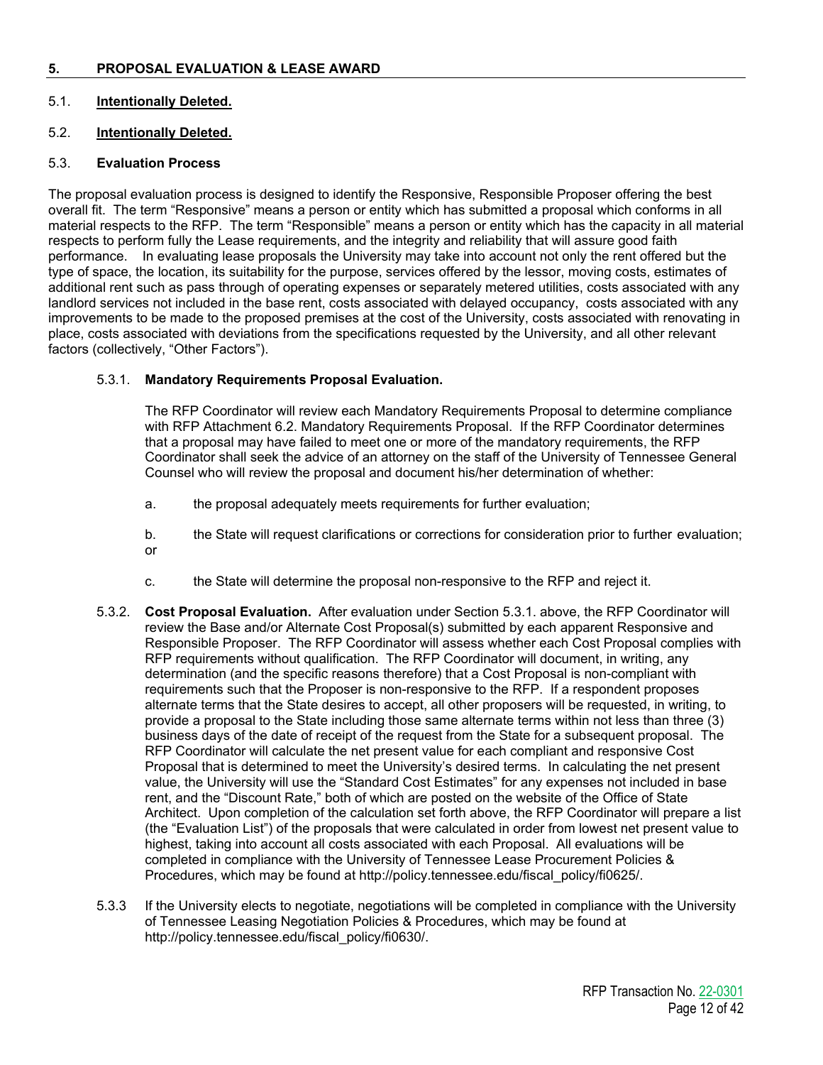## 5. PROPOSAL EVALUATION & LEASE AWARD

### 5.1. **Intentionally Deleted.**

### 5.2. **Intentionally Deleted.**

### 5.3. **Evaluation Process**

The proposal evaluation process is designed to identify the Responsive, Responsible Proposer offering the best overall fit. The term "Responsive" means a person or entity which has submitted a proposal which conforms in all material respects to the RFP. The term "Responsible" means a person or entity which has the capacity in all material respects to perform fully the Lease requirements, and the integrity and reliability that will assure good faith performance. In evaluating lease proposals the University may take into account not only the rent offered but the type of space, the location, its suitability for the purpose, services offered by the lessor, moving costs, estimates of additional rent such as pass through of operating expenses or separately metered utilities, costs associated with any landlord services not included in the base rent, costs associated with delayed occupancy, costs associated with any improvements to be made to the proposed premises at the cost of the University, costs associated with renovating in place, costs associated with deviations from the specifications requested by the University, and all other relevant factors (collectively, "Other Factors").

5.3.1. **Mandatory Requirements Proposal Evaluation.**

The RFP Coordinator will review each Mandatory Requirements Proposal to determine compliance with RFP Attachment 6.2. Mandatory Requirements Proposal. If the RFP Coordinator determines that a proposal may have failed to meet one or more of the mandatory requirements, the RFP Coordinator shall seek the advice of an attorney on the staff of the University of Tennessee General Counsel who will review the proposal and document his/her determination of whether:

a. the proposal adequately meets requirements for further evaluation;

b. the State will request clarifications or corrections for consideration prior to further evaluation; or

c. the State will determine the proposal non-responsive to the RFP and reject it.

5.3.2. **Cost Proposal Evaluation.** After evaluation under Section 5.3.1. above, the RFP Coordinator will review the Base and/or Alternate Cost Proposal(s) submitted by each apparent Responsive and Responsible Proposer. The RFP Coordinator will assess whether each Cost Proposal complies with RFP requirements without qualification. The RFP Coordinator will document, in writing, any determination (and the specific reasons therefore) that a Cost Proposal is non-compliant with requirements such that the Proposer is non-responsive to the RFP. If a respondent proposes alternate terms that the State desires to accept, all other proposers will be requested, in writing, to provide a proposal to the State including those same alternate terms within not less than three (3) business days of the date of receipt of the request from the State for a subsequent proposal. The RFP Coordinator will calculate the net present value for each compliant and responsive Cost Proposal that is determined to meet the University's desired terms. In calculating the net present value, the University will use the "Standard Cost Estimates" for any expenses not included in base rent, and the "Discount Rate," both of which are posted on the website of the Office of State Architect. Upon completion of the calculation set forth above, the RFP Coordinator will prepare a list (the "Evaluation List") of the proposals that were calculated in order from lowest net present value to highest, taking into account all costs associated with each Proposal. All evaluations will be completed in compliance with the University of Tennessee Lease Procurement Policies & Procedures, which may be found at http://policy.tennessee.edu/fiscal_policy/fi0625/.

5.3.3 If the University elects to negotiate, negotiations will be completed in compliance with the University of Tennessee Leasing Negotiation Policies & Procedures, which may be found at http://policy.tennessee.edu/fiscal_policy/fi0630/.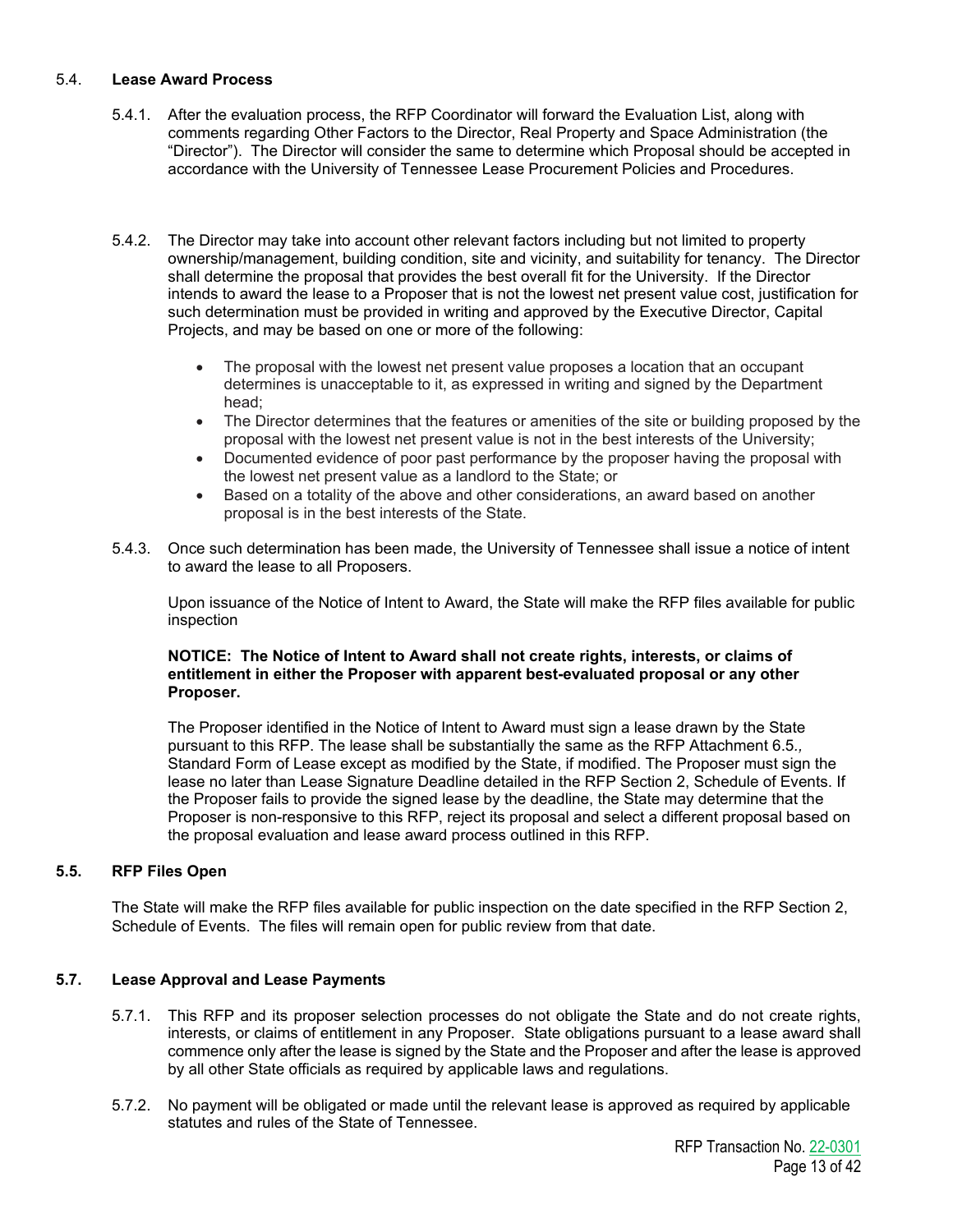### 5.4. Lease Award Process

5.4.1. After the evaluation process, the RFP Coordinator will forward the Evaluation List, along with comments regarding Other Factors to the Director, Real Property and Space Administration (the "Director"). The Director will consider the same to determine which Proposal should be accepted in accordance with the University of Tennessee Lease Procurement Policies and Procedures.

5.4.2. The Director may take into account other relevant factors including but not limited to property ownership/management, building condition, site and vicinity, and suitability for tenancy. The Director shall determine the proposal that provides the best overall fit for the University. If the Director intends to award the lease to a Proposer that is not the lowest net present value cost, justification for such determination must be provided in writing and approved by the Executive Director, Capital Projects, and may be based on one or more of the following:

- The proposal with the lowest net present value proposes a location that an occupant determines is unacceptable to it, as expressed in writing and signed by the Department head;
- The Director determines that the features or amenities of the site or building proposed by the proposal with the lowest net present value is not in the best interests of the University;
- Documented evidence of poor past performance by the proposer having the proposal with the lowest net present value as a landlord to the State; or
- Based on a totality of the above and other considerations, an award based on another proposal is in the best interests of the State.

5.4.3. Once such determination has been made, the University of Tennessee shall issue a notice of intent to award the lease to all Proposers.

Upon issuance of the Notice of Intent to Award, the State will make the RFP files available for public inspection

**NOTICE: The Notice of Intent to Award shall not create rights, interests, or claims of entitlement in either the Proposer with apparent best-evaluated proposal or any other Proposer.**

The Proposer identified in the Notice of Intent to Award must sign a lease drawn by the State pursuant to this RFP. The lease shall be substantially the same as the RFP Attachment 6.5*.,* Standard Form of Lease except as modified by the State, if modified. The Proposer must sign the lease no later than Lease Signature Deadline detailed in the RFP Section 2, Schedule of Events. If the Proposer fails to provide the signed lease by the deadline, the State may determine that the Proposer is non-responsive to this RFP, reject its proposal and select a different proposal based on the proposal evaluation and lease award process outlined in this RFP.

### 5.5. RFP Files Open

The State will make the RFP files available for public inspection on the date specified in the RFP Section 2, Schedule of Events. The files will remain open for public review from that date.

### 5.7. Lease Approval and Lease Payments

5.7.1. This RFP and its proposer selection processes do not obligate the State and do not create rights, interests, or claims of entitlement in any Proposer. State obligations pursuant to a lease award shall commence only after the lease is signed by the State and the Proposer and after the lease is approved by all other State officials as required by applicable laws and regulations.

5.7.2. No payment will be obligated or made until the relevant lease is approved as required by applicable statutes and rules of the State of Tennessee.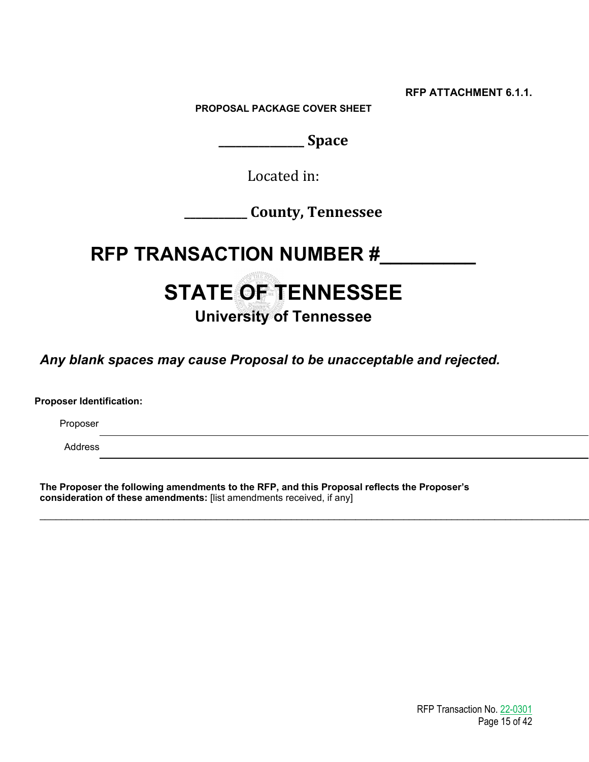**RFP ATTACHMENT 6.1.1.**

**PROPOSAL PACKAGE COVER SHEET**

**______________ Space**

Located in:

**__________ County, Tennessee**

# RFP TRANSACTION NUMBER #__________

# STATE OF TENNESSEE

## University of Tennessee

***Any blank spaces may cause Proposal to be unacceptable and rejected.***

**Proposer Identification:**

Proposer ____________________________________________________________

Address ____________________________________________________________

**The Proposer the following amendments to the RFP, and this Proposal reflects the Proposer's consideration of these amendments:** [list amendments received, if any]

______________________________________________________________________________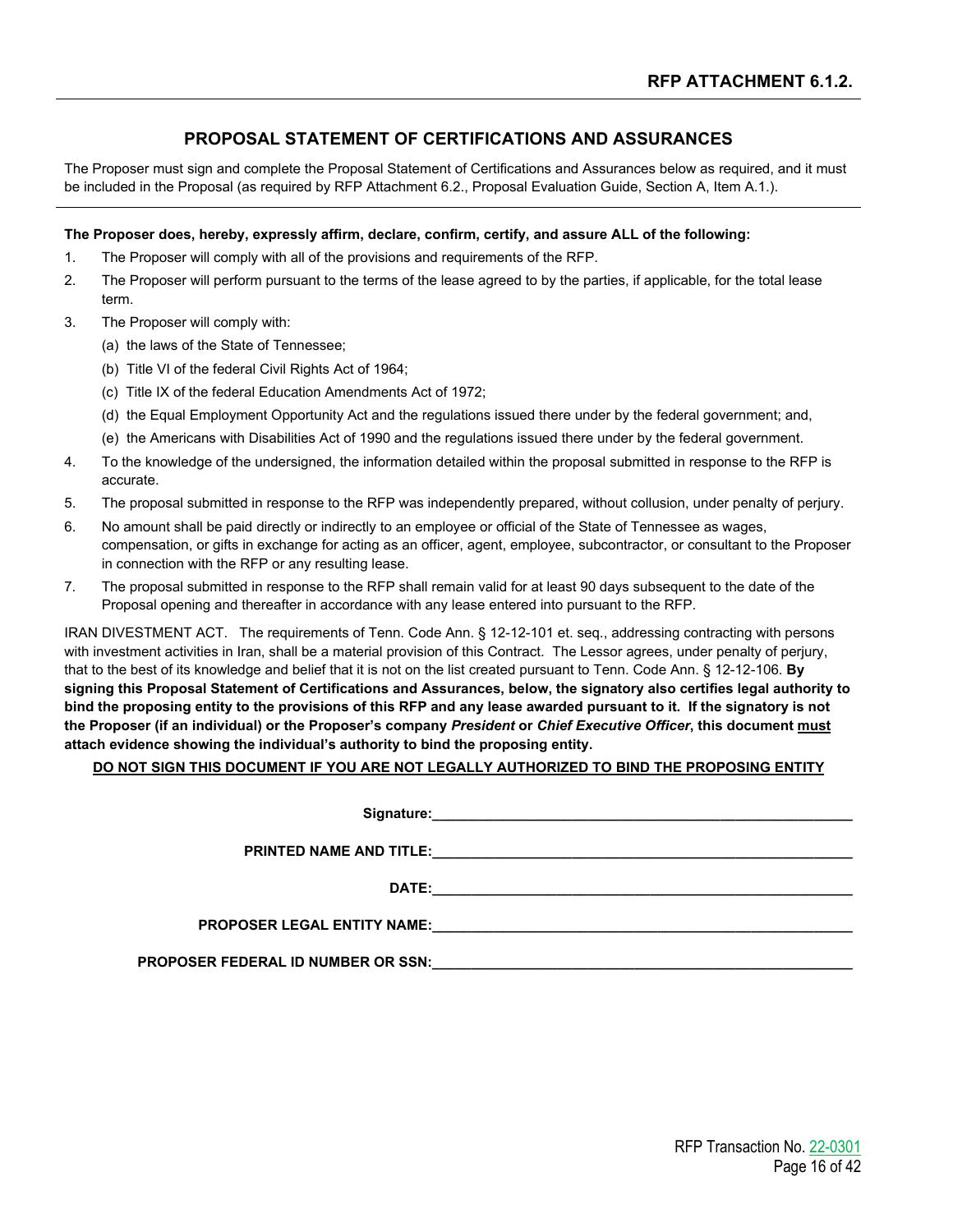**RFP ATTACHMENT 6.1.2.**

## PROPOSAL STATEMENT OF CERTIFICATIONS AND ASSURANCES

The Proposer must sign and complete the Proposal Statement of Certifications and Assurances below as required, and it must be included in the Proposal (as required by RFP Attachment 6.2., Proposal Evaluation Guide, Section A, Item A.1.).

**The Proposer does, hereby, expressly affirm, declare, confirm, certify, and assure ALL of the following:**

1. The Proposer will comply with all of the provisions and requirements of the RFP.
2. The Proposer will perform pursuant to the terms of the lease agreed to by the parties, if applicable, for the total lease term.
3. The Proposer will comply with:
   (a) the laws of the State of Tennessee;
   (b) Title VI of the federal Civil Rights Act of 1964;
   (c) Title IX of the federal Education Amendments Act of 1972;
   (d) the Equal Employment Opportunity Act and the regulations issued there under by the federal government; and,
   (e) the Americans with Disabilities Act of 1990 and the regulations issued there under by the federal government.
4. To the knowledge of the undersigned, the information detailed within the proposal submitted in response to the RFP is accurate.
5. The proposal submitted in response to the RFP was independently prepared, without collusion, under penalty of perjury.
6. No amount shall be paid directly or indirectly to an employee or official of the State of Tennessee as wages, compensation, or gifts in exchange for acting as an officer, agent, employee, subcontractor, or consultant to the Proposer in connection with the RFP or any resulting lease.
7. The proposal submitted in response to the RFP shall remain valid for at least 90 days subsequent to the date of the Proposal opening and thereafter in accordance with any lease entered into pursuant to the RFP.

IRAN DIVESTMENT ACT. The requirements of Tenn. Code Ann. § 12-12-101 et. seq., addressing contracting with persons with investment activities in Iran, shall be a material provision of this Contract. The Lessor agrees, under penalty of perjury, that to the best of its knowledge and belief that it is not on the list created pursuant to Tenn. Code Ann. § 12-12-106. **By signing this Proposal Statement of Certifications and Assurances, below, the signatory also certifies legal authority to bind the proposing entity to the provisions of this RFP and any lease awarded pursuant to it. If the signatory is not the Proposer (if an individual) or the Proposer's company *President* or *Chief Executive Officer*, this document <u>must</u> attach evidence showing the individual's authority to bind the proposing entity.**

**<u>DO NOT SIGN THIS DOCUMENT IF YOU ARE NOT LEGALLY AUTHORIZED TO BIND THE PROPOSING ENTITY</u>**

**Signature:**\_\_\_\_\_\_\_\_\_\_\_\_\_\_\_\_\_\_\_\_\_\_\_\_\_\_\_\_\_\_\_\_\_\_\_\_\_\_\_\_

**PRINTED NAME AND TITLE:**\_\_\_\_\_\_\_\_\_\_\_\_\_\_\_\_\_\_\_\_\_\_\_\_\_\_\_\_\_\_\_\_\_\_\_\_\_\_\_\_

**DATE:**\_\_\_\_\_\_\_\_\_\_\_\_\_\_\_\_\_\_\_\_\_\_\_\_\_\_\_\_\_\_\_\_\_\_\_\_\_\_\_\_

**PROPOSER LEGAL ENTITY NAME:**\_\_\_\_\_\_\_\_\_\_\_\_\_\_\_\_\_\_\_\_\_\_\_\_\_\_\_\_\_\_\_\_\_\_\_\_\_\_\_\_

**PROPOSER FEDERAL ID NUMBER OR SSN:**\_\_\_\_\_\_\_\_\_\_\_\_\_\_\_\_\_\_\_\_\_\_\_\_\_\_\_\_\_\_\_\_\_\_\_\_\_\_\_\_

RFP Transaction No. 22-0301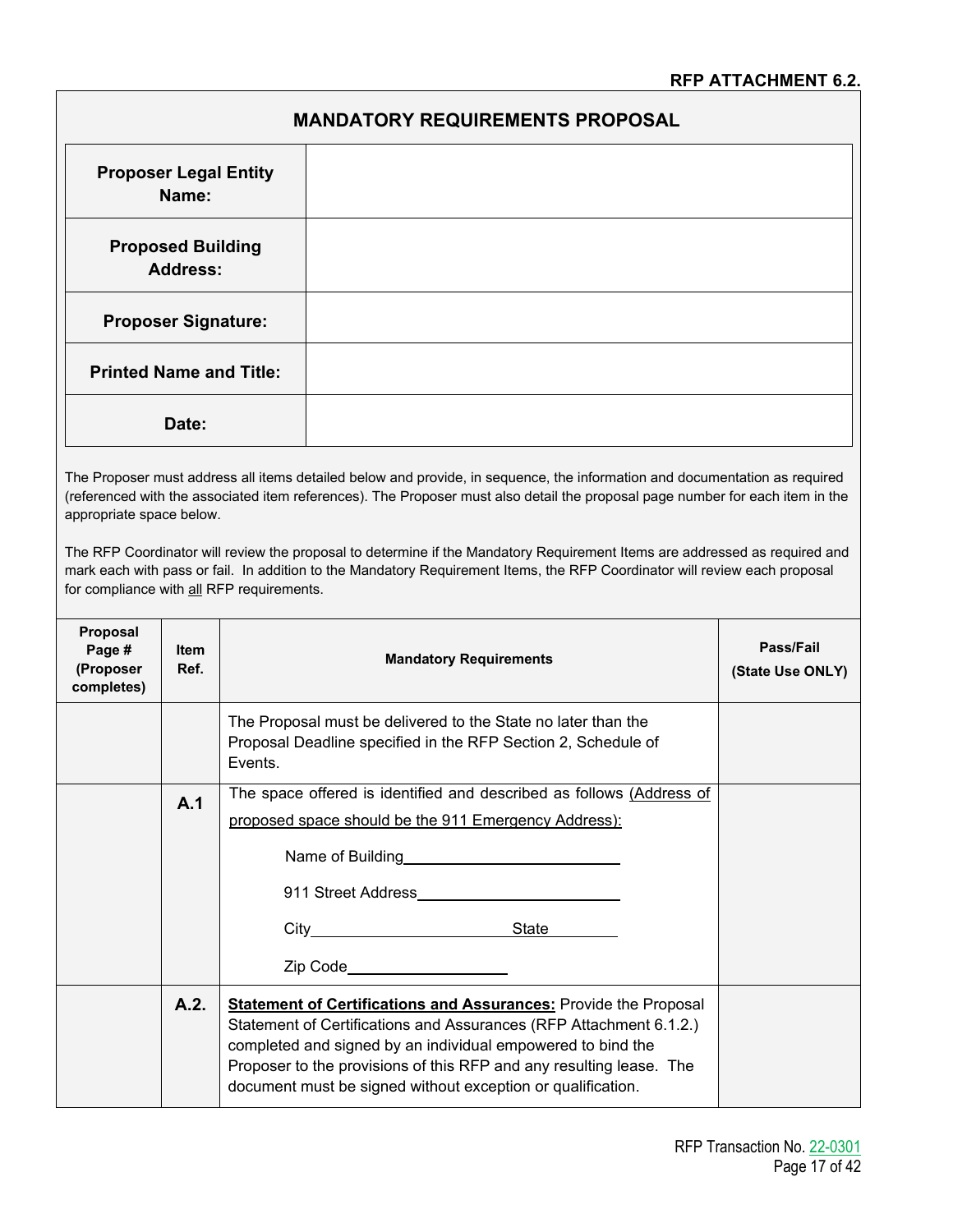**RFP ATTACHMENT 6.2.**

## MANDATORY REQUIREMENTS PROPOSAL

| **Proposer Legal Entity Name:** | |
|---|---|
| **Proposed Building Address:** | |
| **Proposer Signature:** | |
| **Printed Name and Title:** | |
| **Date:** | |

The Proposer must address all items detailed below and provide, in sequence, the information and documentation as required (referenced with the associated item references). The Proposer must also detail the proposal page number for each item in the appropriate space below.

The RFP Coordinator will review the proposal to determine if the Mandatory Requirement Items are addressed as required and mark each with pass or fail. In addition to the Mandatory Requirement Items, the RFP Coordinator will review each proposal for compliance with all RFP requirements.

| **Proposal Page # (Proposer completes)** | **Item Ref.** | **Mandatory Requirements** | **Pass/Fail (State Use ONLY)** |
|---|---|---|---|
| | | The Proposal must be delivered to the State no later than the Proposal Deadline specified in the RFP Section 2, Schedule of Events. | |
| | **A.1** | The space offered is identified and described as follows (Address of proposed space should be the 911 Emergency Address):<br><br>Name of Building\_\_\_\_\_\_\_\_\_\_\_\_\_\_\_\_\_\_\_\_<br><br>911 Street Address\_\_\_\_\_\_\_\_\_\_\_\_\_\_\_\_\_\_\_\_<br><br>City\_\_\_\_\_\_\_\_\_\_\_\_\_\_\_\_\_\_\_\_ State\_\_\_\_\_\_\_\_<br><br>Zip Code\_\_\_\_\_\_\_\_\_\_\_\_\_\_\_\_ | |
| | **A.2.** | **Statement of Certifications and Assurances:** Provide the Proposal Statement of Certifications and Assurances (RFP Attachment 6.1.2.) completed and signed by an individual empowered to bind the Proposer to the provisions of this RFP and any resulting lease. The document must be signed without exception or qualification. | |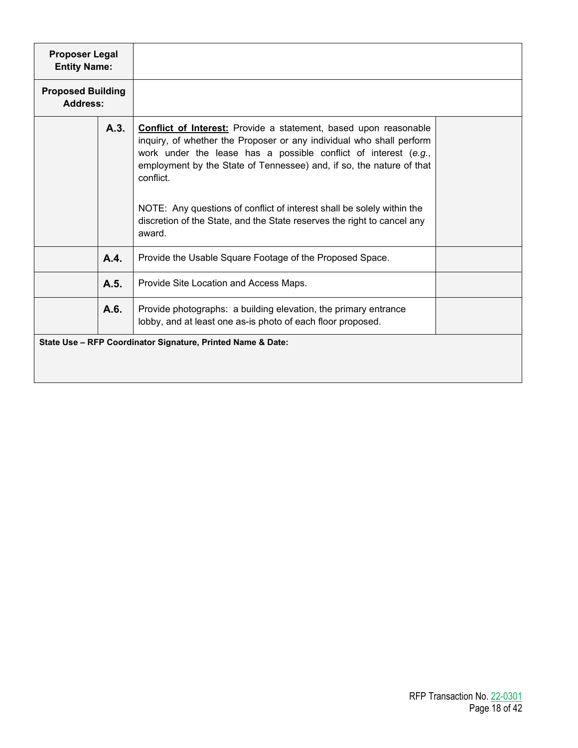| Proposer Legal Entity Name: | | | |
|---|---|---|---|
| **Proposed Building Address:** | | | |
| | **A.3.** | **Conflict of Interest:** Provide a statement, based upon reasonable inquiry, of whether the Proposer or any individual who shall perform work under the lease has a possible conflict of interest (*e.g.*, employment by the State of Tennessee) and, if so, the nature of that conflict.<br><br>NOTE: Any questions of conflict of interest shall be solely within the discretion of the State, and the State reserves the right to cancel any award. | |
| | **A.4.** | Provide the Usable Square Footage of the Proposed Space. | |
| | **A.5.** | Provide Site Location and Access Maps. | |
| | **A.6.** | Provide photographs: a building elevation, the primary entrance lobby, and at least one as-is photo of each floor proposed. | |
| **State Use – RFP Coordinator Signature, Printed Name & Date:** | | | |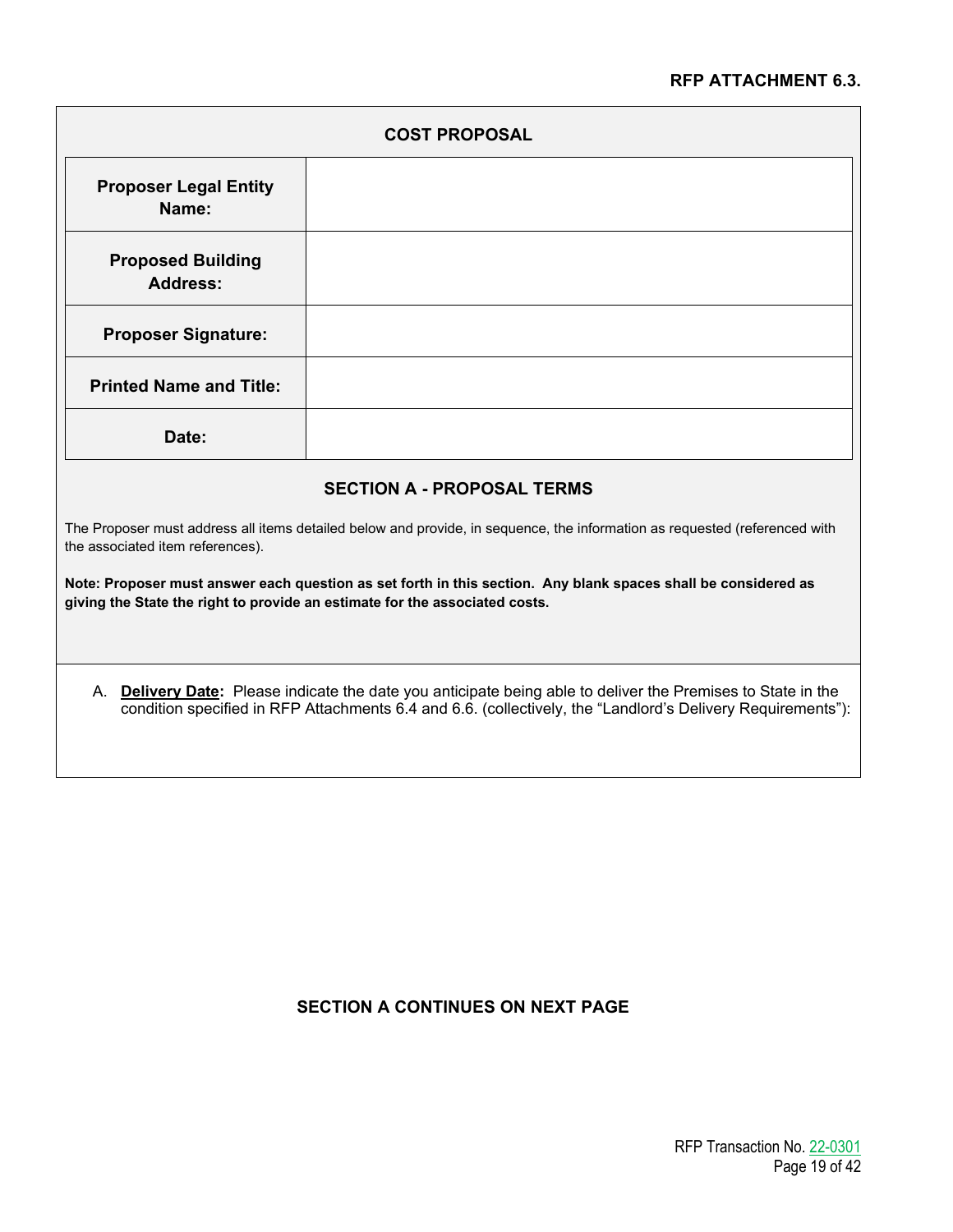**RFP ATTACHMENT 6.3.**

## COST PROPOSAL

| | |
|---|---|
| **Proposer Legal Entity Name:** | |
| **Proposed Building Address:** | |
| **Proposer Signature:** | |
| **Printed Name and Title:** | |
| **Date:** | |

### SECTION A - PROPOSAL TERMS

The Proposer must address all items detailed below and provide, in sequence, the information as requested (referenced with the associated item references).

**Note: Proposer must answer each question as set forth in this section. Any blank spaces shall be considered as giving the State the right to provide an estimate for the associated costs.**

A. **<u>Delivery Date</u>:** Please indicate the date you anticipate being able to deliver the Premises to State in the condition specified in RFP Attachments 6.4 and 6.6. (collectively, the "Landlord's Delivery Requirements"):

**SECTION A CONTINUES ON NEXT PAGE**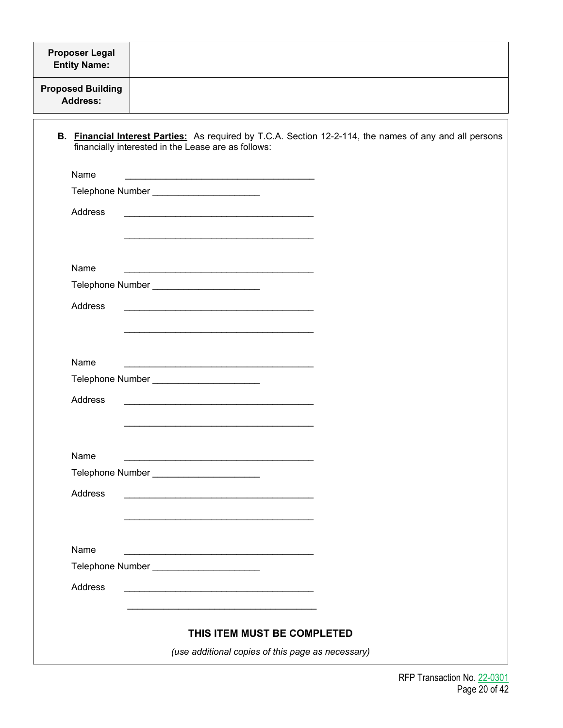| Proposer Legal Entity Name: | |
| --- | --- |
| Proposed Building Address: | |

**B. <u>Financial Interest Parties:</u>** As required by T.C.A. Section 12-2-114, the names of any and all persons financially interested in the Lease are as follows:

Name ______________________________________

Telephone Number _____________________

Address ______________________________________

______________________________________

Name ______________________________________

Telephone Number _____________________

Address ______________________________________

______________________________________

Name ______________________________________

Telephone Number _____________________

Address ______________________________________

______________________________________

Name ______________________________________

Telephone Number _____________________

Address ______________________________________

______________________________________

Name ______________________________________

Telephone Number _____________________

Address ______________________________________

______________________________________

**THIS ITEM MUST BE COMPLETED**

*(use additional copies of this page as necessary)*

RFP Transaction No. 22-0301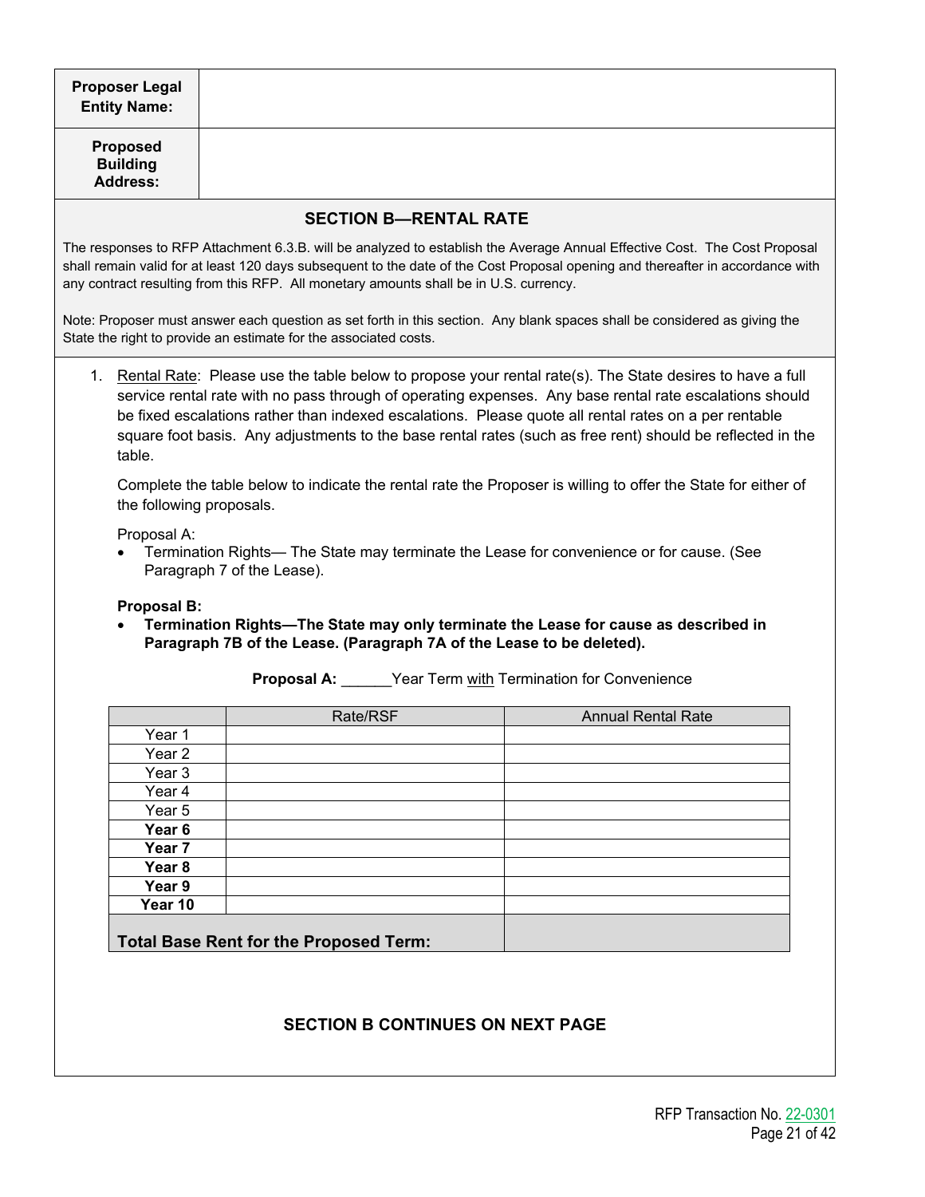| **Proposer Legal Entity Name:** | |
|---|---|
| **Proposed Building Address:** | |

## SECTION B—RENTAL RATE

The responses to RFP Attachment 6.3.B. will be analyzed to establish the Average Annual Effective Cost. The Cost Proposal shall remain valid for at least 120 days subsequent to the date of the Cost Proposal opening and thereafter in accordance with any contract resulting from this RFP. All monetary amounts shall be in U.S. currency.

Note: Proposer must answer each question as set forth in this section. Any blank spaces shall be considered as giving the State the right to provide an estimate for the associated costs.

1. Rental Rate: Please use the table below to propose your rental rate(s). The State desires to have a full service rental rate with no pass through of operating expenses. Any base rental rate escalations should be fixed escalations rather than indexed escalations. Please quote all rental rates on a per rentable square foot basis. Any adjustments to the base rental rates (such as free rent) should be reflected in the table.

   Complete the table below to indicate the rental rate the Proposer is willing to offer the State for either of the following proposals.

   Proposal A:
   - Termination Rights— The State may terminate the Lease for convenience or for cause. (See Paragraph 7 of the Lease).

   **Proposal B:**
   - **Termination Rights—The State may only terminate the Lease for cause as described in Paragraph 7B of the Lease. (Paragraph 7A of the Lease to be deleted).**

   **Proposal A:** ______Year Term with Termination for Convenience

   | | Rate/RSF | Annual Rental Rate |
   |---|---|---|
   | Year 1 | | |
   | Year 2 | | |
   | Year 3 | | |
   | Year 4 | | |
   | Year 5 | | |
   | **Year 6** | | |
   | **Year 7** | | |
   | **Year 8** | | |
   | **Year 9** | | |
   | **Year 10** | | |
   | **Total Base Rent for the Proposed Term:** | | |

**SECTION B CONTINUES ON NEXT PAGE**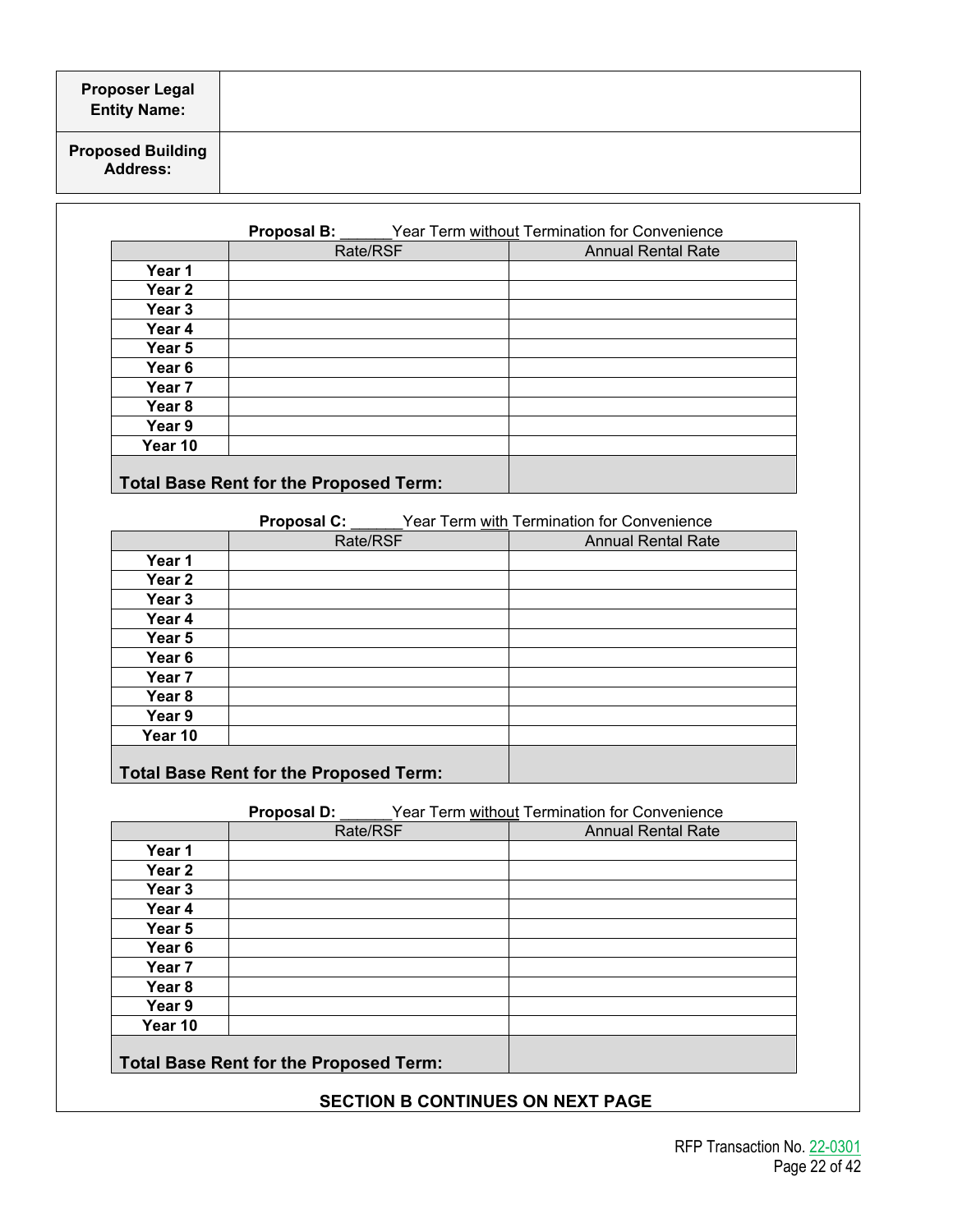| Proposer Legal Entity Name: | |
|---|---|
| Proposed Building Address: | |

**Proposal B:** ______Year Term without Termination for Convenience

| | Rate/RSF | Annual Rental Rate |
|---|---|---|
| **Year 1** | | |
| **Year 2** | | |
| **Year 3** | | |
| **Year 4** | | |
| **Year 5** | | |
| **Year 6** | | |
| **Year 7** | | |
| **Year 8** | | |
| **Year 9** | | |
| **Year 10** | | |
| **Total Base Rent for the Proposed Term:** | | |

**Proposal C:** ______Year Term with Termination for Convenience

| | Rate/RSF | Annual Rental Rate |
|---|---|---|
| **Year 1** | | |
| **Year 2** | | |
| **Year 3** | | |
| **Year 4** | | |
| **Year 5** | | |
| **Year 6** | | |
| **Year 7** | | |
| **Year 8** | | |
| **Year 9** | | |
| **Year 10** | | |
| **Total Base Rent for the Proposed Term:** | | |

**Proposal D:** ______Year Term without Termination for Convenience

| | Rate/RSF | Annual Rental Rate |
|---|---|---|
| **Year 1** | | |
| **Year 2** | | |
| **Year 3** | | |
| **Year 4** | | |
| **Year 5** | | |
| **Year 6** | | |
| **Year 7** | | |
| **Year 8** | | |
| **Year 9** | | |
| **Year 10** | | |
| **Total Base Rent for the Proposed Term:** | | |

**SECTION B CONTINUES ON NEXT PAGE**

RFP Transaction No. 22-0301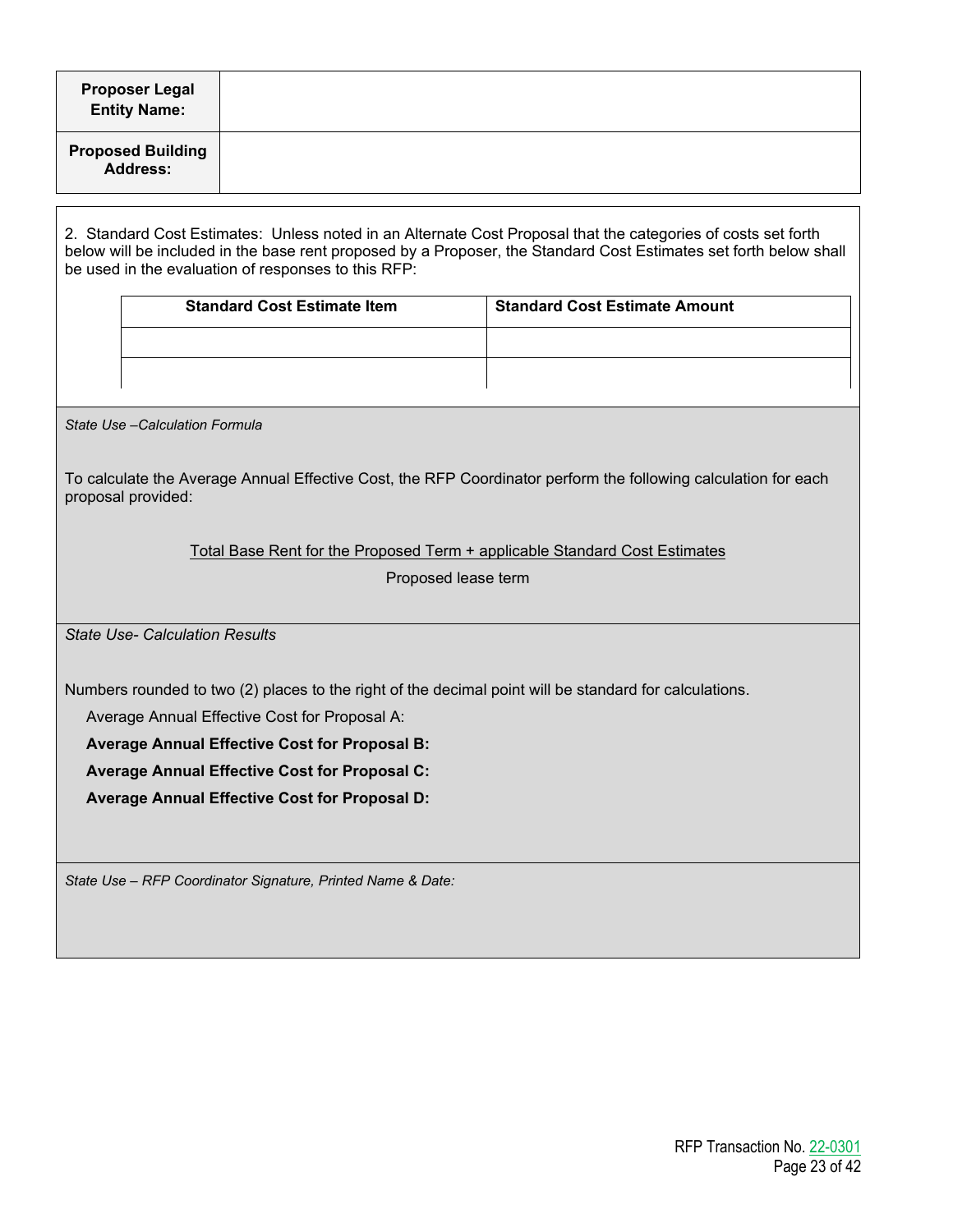| **Proposer Legal Entity Name:** | |
|---|---|
| **Proposed Building Address:** | |

2. Standard Cost Estimates: Unless noted in an Alternate Cost Proposal that the categories of costs set forth below will be included in the base rent proposed by a Proposer, the Standard Cost Estimates set forth below shall be used in the evaluation of responses to this RFP:

| **Standard Cost Estimate Item** | **Standard Cost Estimate Amount** |
|---|---|
| | |
| | |

*State Use –Calculation Formula*

To calculate the Average Annual Effective Cost, the RFP Coordinator perform the following calculation for each proposal provided:

$$\frac{\text{Total Base Rent for the Proposed Term + applicable Standard Cost Estimates}}{\text{Proposed lease term}}$$

*State Use- Calculation Results*

Numbers rounded to two (2) places to the right of the decimal point will be standard for calculations.

Average Annual Effective Cost for Proposal A:

**Average Annual Effective Cost for Proposal B:**

**Average Annual Effective Cost for Proposal C:**

**Average Annual Effective Cost for Proposal D:**

*State Use – RFP Coordinator Signature, Printed Name & Date:*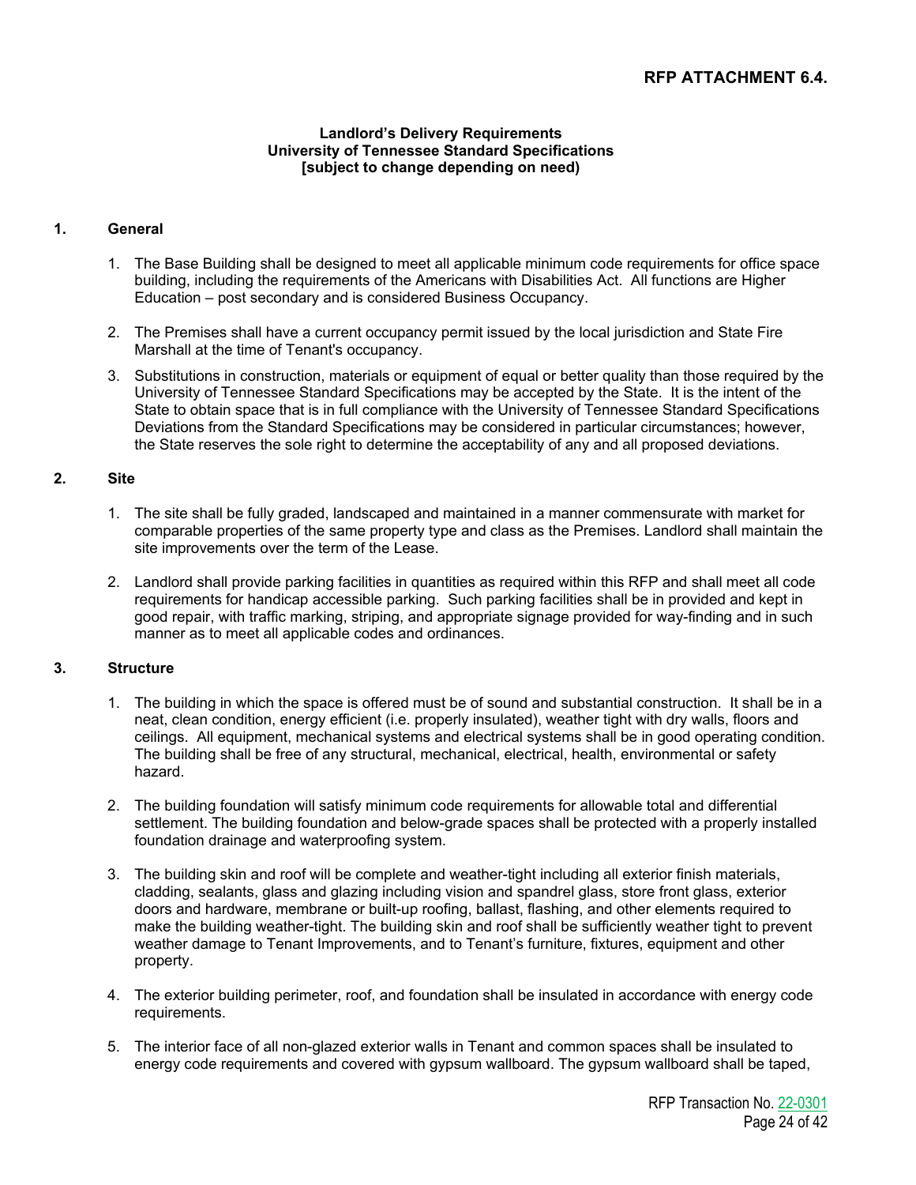**RFP ATTACHMENT 6.4.**

**Landlord's Delivery Requirements**
**University of Tennessee Standard Specifications**
**[subject to change depending on need)**

## 1. General

1. The Base Building shall be designed to meet all applicable minimum code requirements for office space building, including the requirements of the Americans with Disabilities Act. All functions are Higher Education – post secondary and is considered Business Occupancy.

2. The Premises shall have a current occupancy permit issued by the local jurisdiction and State Fire Marshall at the time of Tenant's occupancy.

3. Substitutions in construction, materials or equipment of equal or better quality than those required by the University of Tennessee Standard Specifications may be accepted by the State. It is the intent of the State to obtain space that is in full compliance with the University of Tennessee Standard Specifications Deviations from the Standard Specifications may be considered in particular circumstances; however, the State reserves the sole right to determine the acceptability of any and all proposed deviations.

## 2. Site

1. The site shall be fully graded, landscaped and maintained in a manner commensurate with market for comparable properties of the same property type and class as the Premises. Landlord shall maintain the site improvements over the term of the Lease.

2. Landlord shall provide parking facilities in quantities as required within this RFP and shall meet all code requirements for handicap accessible parking. Such parking facilities shall be in provided and kept in good repair, with traffic marking, striping, and appropriate signage provided for way-finding and in such manner as to meet all applicable codes and ordinances.

## 3. Structure

1. The building in which the space is offered must be of sound and substantial construction. It shall be in a neat, clean condition, energy efficient (i.e. properly insulated), weather tight with dry walls, floors and ceilings. All equipment, mechanical systems and electrical systems shall be in good operating condition. The building shall be free of any structural, mechanical, electrical, health, environmental or safety hazard.

2. The building foundation will satisfy minimum code requirements for allowable total and differential settlement. The building foundation and below-grade spaces shall be protected with a properly installed foundation drainage and waterproofing system.

3. The building skin and roof will be complete and weather-tight including all exterior finish materials, cladding, sealants, glass and glazing including vision and spandrel glass, store front glass, exterior doors and hardware, membrane or built-up roofing, ballast, flashing, and other elements required to make the building weather-tight. The building skin and roof shall be sufficiently weather tight to prevent weather damage to Tenant Improvements, and to Tenant's furniture, fixtures, equipment and other property.

4. The exterior building perimeter, roof, and foundation shall be insulated in accordance with energy code requirements.

5. The interior face of all non-glazed exterior walls in Tenant and common spaces shall be insulated to energy code requirements and covered with gypsum wallboard. The gypsum wallboard shall be taped,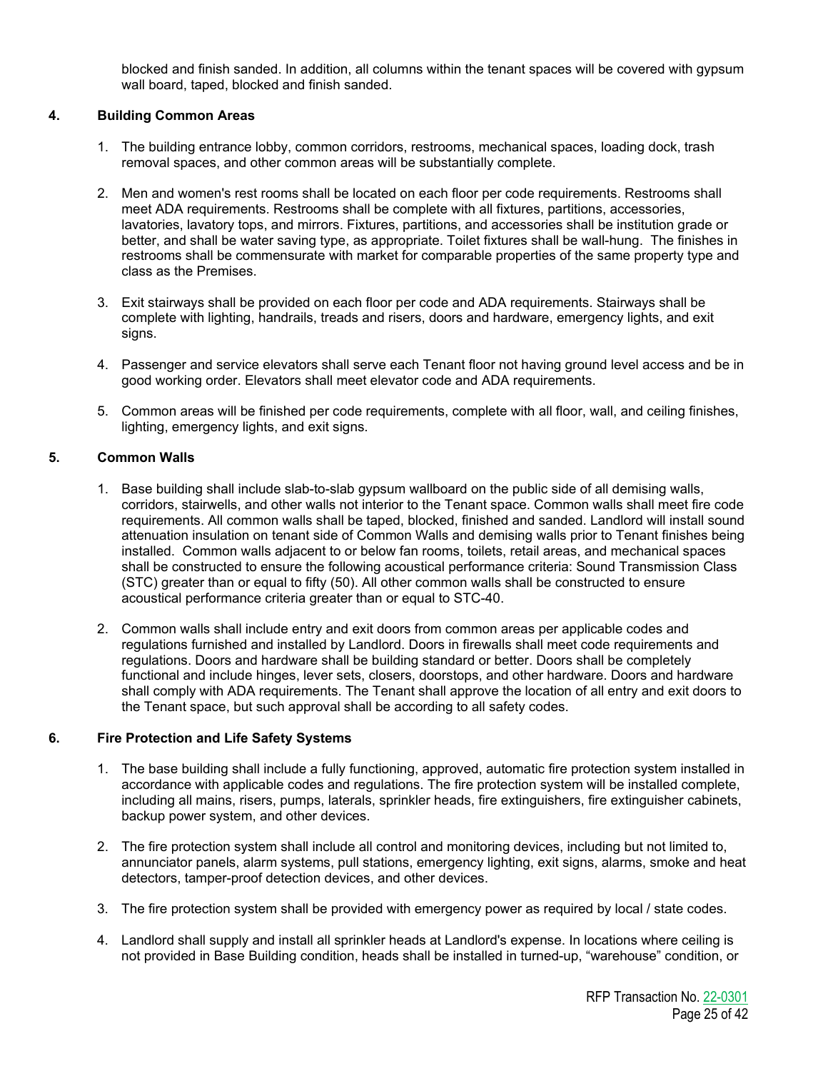blocked and finish sanded. In addition, all columns within the tenant spaces will be covered with gypsum wall board, taped, blocked and finish sanded.

### 4. Building Common Areas

1. The building entrance lobby, common corridors, restrooms, mechanical spaces, loading dock, trash removal spaces, and other common areas will be substantially complete.

2. Men and women's rest rooms shall be located on each floor per code requirements. Restrooms shall meet ADA requirements. Restrooms shall be complete with all fixtures, partitions, accessories, lavatories, lavatory tops, and mirrors. Fixtures, partitions, and accessories shall be institution grade or better, and shall be water saving type, as appropriate. Toilet fixtures shall be wall-hung. The finishes in restrooms shall be commensurate with market for comparable properties of the same property type and class as the Premises.

3. Exit stairways shall be provided on each floor per code and ADA requirements. Stairways shall be complete with lighting, handrails, treads and risers, doors and hardware, emergency lights, and exit signs.

4. Passenger and service elevators shall serve each Tenant floor not having ground level access and be in good working order. Elevators shall meet elevator code and ADA requirements.

5. Common areas will be finished per code requirements, complete with all floor, wall, and ceiling finishes, lighting, emergency lights, and exit signs.

### 5. Common Walls

1. Base building shall include slab-to-slab gypsum wallboard on the public side of all demising walls, corridors, stairwells, and other walls not interior to the Tenant space. Common walls shall meet fire code requirements. All common walls shall be taped, blocked, finished and sanded. Landlord will install sound attenuation insulation on tenant side of Common Walls and demising walls prior to Tenant finishes being installed. Common walls adjacent to or below fan rooms, toilets, retail areas, and mechanical spaces shall be constructed to ensure the following acoustical performance criteria: Sound Transmission Class (STC) greater than or equal to fifty (50). All other common walls shall be constructed to ensure acoustical performance criteria greater than or equal to STC-40.

2. Common walls shall include entry and exit doors from common areas per applicable codes and regulations furnished and installed by Landlord. Doors in firewalls shall meet code requirements and regulations. Doors and hardware shall be building standard or better. Doors shall be completely functional and include hinges, lever sets, closers, doorstops, and other hardware. Doors and hardware shall comply with ADA requirements. The Tenant shall approve the location of all entry and exit doors to the Tenant space, but such approval shall be according to all safety codes.

### 6. Fire Protection and Life Safety Systems

1. The base building shall include a fully functioning, approved, automatic fire protection system installed in accordance with applicable codes and regulations. The fire protection system will be installed complete, including all mains, risers, pumps, laterals, sprinkler heads, fire extinguishers, fire extinguisher cabinets, backup power system, and other devices.

2. The fire protection system shall include all control and monitoring devices, including but not limited to, annunciator panels, alarm systems, pull stations, emergency lighting, exit signs, alarms, smoke and heat detectors, tamper-proof detection devices, and other devices.

3. The fire protection system shall be provided with emergency power as required by local / state codes.

4. Landlord shall supply and install all sprinkler heads at Landlord's expense. In locations where ceiling is not provided in Base Building condition, heads shall be installed in turned-up, "warehouse" condition, or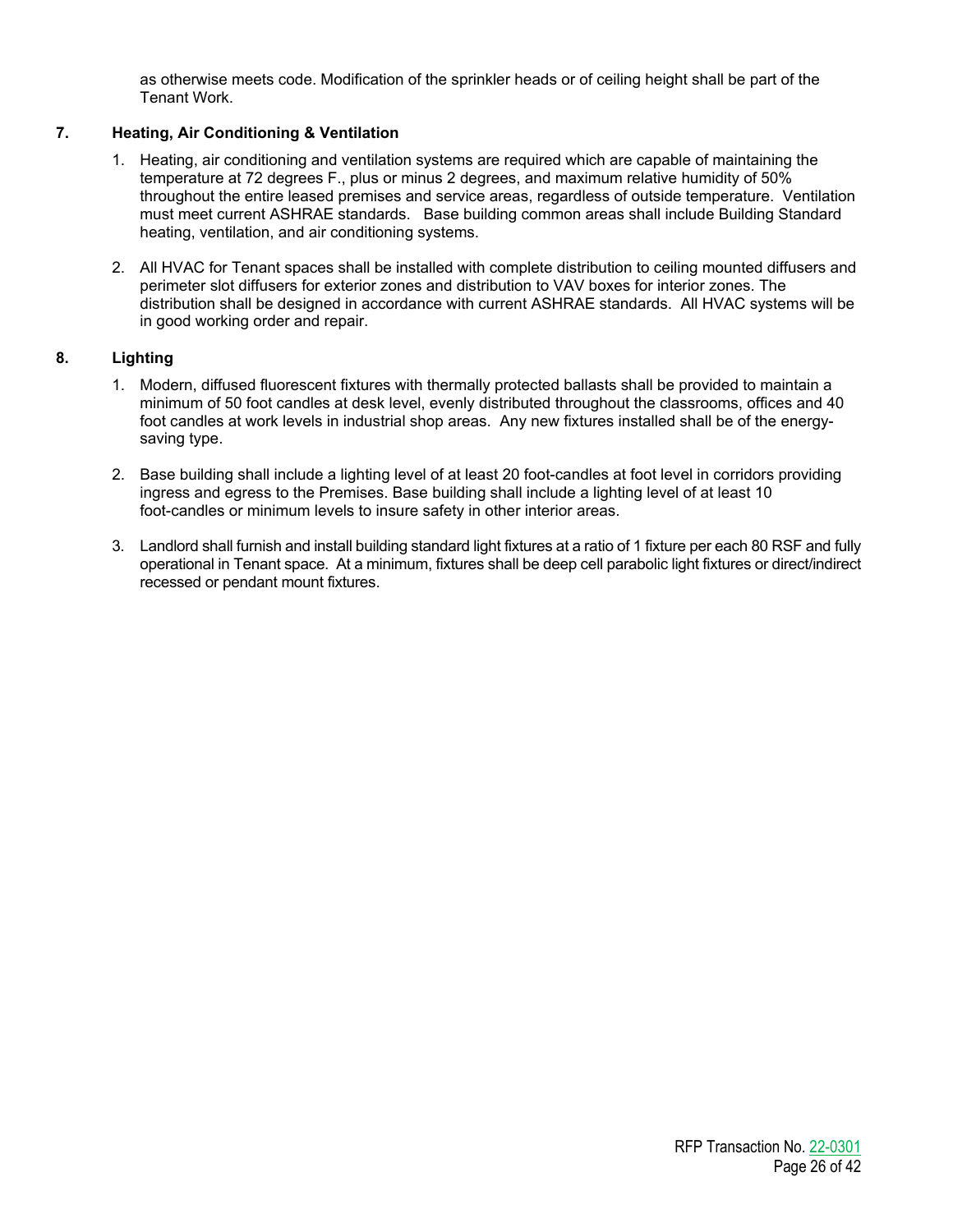as otherwise meets code. Modification of the sprinkler heads or of ceiling height shall be part of the Tenant Work.

**7. Heating, Air Conditioning & Ventilation**

1. Heating, air conditioning and ventilation systems are required which are capable of maintaining the temperature at 72 degrees F., plus or minus 2 degrees, and maximum relative humidity of 50% throughout the entire leased premises and service areas, regardless of outside temperature. Ventilation must meet current ASHRAE standards. Base building common areas shall include Building Standard heating, ventilation, and air conditioning systems.

2. All HVAC for Tenant spaces shall be installed with complete distribution to ceiling mounted diffusers and perimeter slot diffusers for exterior zones and distribution to VAV boxes for interior zones. The distribution shall be designed in accordance with current ASHRAE standards. All HVAC systems will be in good working order and repair.

**8. Lighting**

1. Modern, diffused fluorescent fixtures with thermally protected ballasts shall be provided to maintain a minimum of 50 foot candles at desk level, evenly distributed throughout the classrooms, offices and 40 foot candles at work levels in industrial shop areas. Any new fixtures installed shall be of the energy-saving type.

2. Base building shall include a lighting level of at least 20 foot-candles at foot level in corridors providing ingress and egress to the Premises. Base building shall include a lighting level of at least 10 foot-candles or minimum levels to insure safety in other interior areas.

3. Landlord shall furnish and install building standard light fixtures at a ratio of 1 fixture per each 80 RSF and fully operational in Tenant space. At a minimum, fixtures shall be deep cell parabolic light fixtures or direct/indirect recessed or pendant mount fixtures.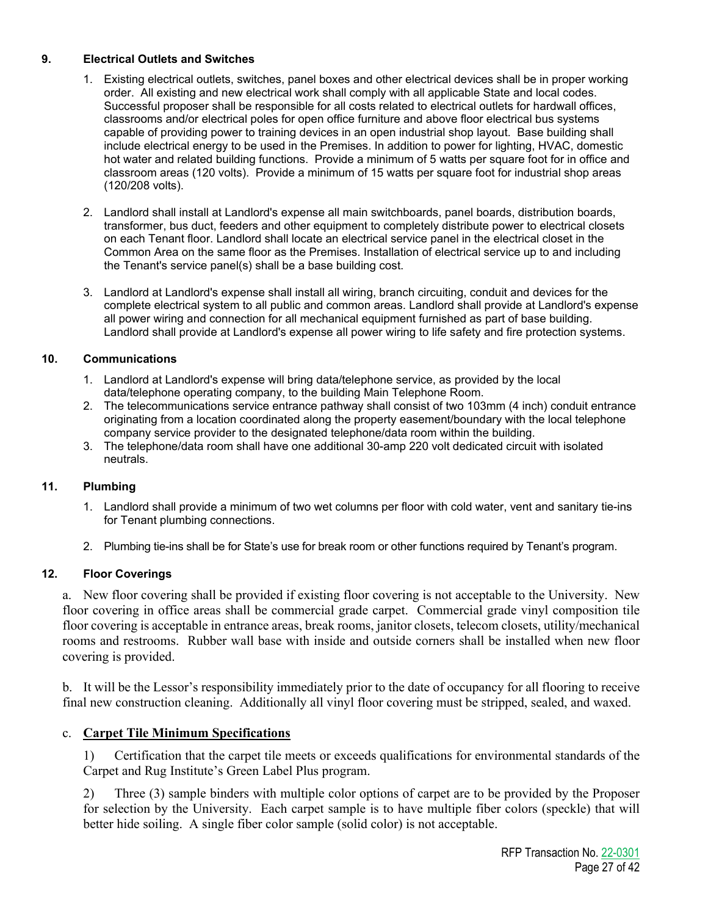### 9. Electrical Outlets and Switches

1. Existing electrical outlets, switches, panel boxes and other electrical devices shall be in proper working order. All existing and new electrical work shall comply with all applicable State and local codes. Successful proposer shall be responsible for all costs related to electrical outlets for hardwall offices, classrooms and/or electrical poles for open office furniture and above floor electrical bus systems capable of providing power to training devices in an open industrial shop layout. Base building shall include electrical energy to be used in the Premises. In addition to power for lighting, HVAC, domestic hot water and related building functions. Provide a minimum of 5 watts per square foot for in office and classroom areas (120 volts). Provide a minimum of 15 watts per square foot for industrial shop areas (120/208 volts).

2. Landlord shall install at Landlord's expense all main switchboards, panel boards, distribution boards, transformer, bus duct, feeders and other equipment to completely distribute power to electrical closets on each Tenant floor. Landlord shall locate an electrical service panel in the electrical closet in the Common Area on the same floor as the Premises. Installation of electrical service up to and including the Tenant's service panel(s) shall be a base building cost.

3. Landlord at Landlord's expense shall install all wiring, branch circuiting, conduit and devices for the complete electrical system to all public and common areas. Landlord shall provide at Landlord's expense all power wiring and connection for all mechanical equipment furnished as part of base building. Landlord shall provide at Landlord's expense all power wiring to life safety and fire protection systems.

### 10. Communications

1. Landlord at Landlord's expense will bring data/telephone service, as provided by the local data/telephone operating company, to the building Main Telephone Room.
2. The telecommunications service entrance pathway shall consist of two 103mm (4 inch) conduit entrance originating from a location coordinated along the property easement/boundary with the local telephone company service provider to the designated telephone/data room within the building.
3. The telephone/data room shall have one additional 30-amp 220 volt dedicated circuit with isolated neutrals.

### 11. Plumbing

1. Landlord shall provide a minimum of two wet columns per floor with cold water, vent and sanitary tie-ins for Tenant plumbing connections.

2. Plumbing tie-ins shall be for State's use for break room or other functions required by Tenant's program.

### 12. Floor Coverings

a. New floor covering shall be provided if existing floor covering is not acceptable to the University. New floor covering in office areas shall be commercial grade carpet. Commercial grade vinyl composition tile floor covering is acceptable in entrance areas, break rooms, janitor closets, telecom closets, utility/mechanical rooms and restrooms. Rubber wall base with inside and outside corners shall be installed when new floor covering is provided.

b. It will be the Lessor's responsibility immediately prior to the date of occupancy for all flooring to receive final new construction cleaning. Additionally all vinyl floor covering must be stripped, sealed, and waxed.

c. **Carpet Tile Minimum Specifications**

1) Certification that the carpet tile meets or exceeds qualifications for environmental standards of the Carpet and Rug Institute's Green Label Plus program.

2) Three (3) sample binders with multiple color options of carpet are to be provided by the Proposer for selection by the University. Each carpet sample is to have multiple fiber colors (speckle) that will better hide soiling. A single fiber color sample (solid color) is not acceptable.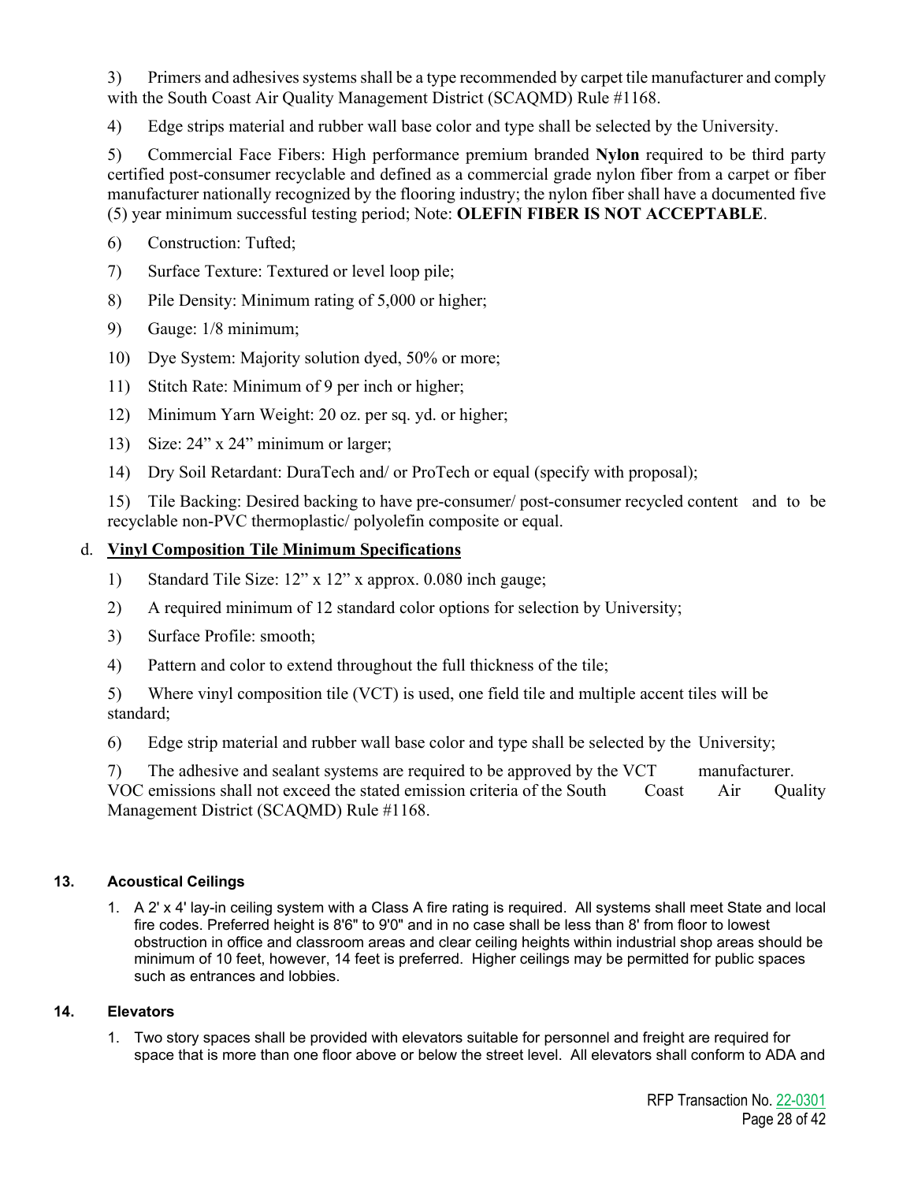3) Primers and adhesives systems shall be a type recommended by carpet tile manufacturer and comply with the South Coast Air Quality Management District (SCAQMD) Rule #1168.

4) Edge strips material and rubber wall base color and type shall be selected by the University.

5) Commercial Face Fibers: High performance premium branded **Nylon** required to be third party certified post-consumer recyclable and defined as a commercial grade nylon fiber from a carpet or fiber manufacturer nationally recognized by the flooring industry; the nylon fiber shall have a documented five (5) year minimum successful testing period; Note: **OLEFIN FIBER IS NOT ACCEPTABLE**.

6) Construction: Tufted;

7) Surface Texture: Textured or level loop pile;

8) Pile Density: Minimum rating of 5,000 or higher;

9) Gauge: 1/8 minimum;

10) Dye System: Majority solution dyed, 50% or more;

11) Stitch Rate: Minimum of 9 per inch or higher;

12) Minimum Yarn Weight: 20 oz. per sq. yd. or higher;

13) Size: 24" x 24" minimum or larger;

14) Dry Soil Retardant: DuraTech and/ or ProTech or equal (specify with proposal);

15) Tile Backing: Desired backing to have pre-consumer/ post-consumer recycled content and to be recyclable non-PVC thermoplastic/ polyolefin composite or equal.

d. **Vinyl Composition Tile Minimum Specifications**

1) Standard Tile Size: 12" x 12" x approx. 0.080 inch gauge;

2) A required minimum of 12 standard color options for selection by University;

3) Surface Profile: smooth;

4) Pattern and color to extend throughout the full thickness of the tile;

5) Where vinyl composition tile (VCT) is used, one field tile and multiple accent tiles will be standard;

6) Edge strip material and rubber wall base color and type shall be selected by the University;

7) The adhesive and sealant systems are required to be approved by the VCT manufacturer. VOC emissions shall not exceed the stated emission criteria of the South Coast Air Quality Management District (SCAQMD) Rule #1168.

**13. Acoustical Ceilings**

1. A 2' x 4' lay-in ceiling system with a Class A fire rating is required. All systems shall meet State and local fire codes. Preferred height is 8'6" to 9'0" and in no case shall be less than 8' from floor to lowest obstruction in office and classroom areas and clear ceiling heights within industrial shop areas should be minimum of 10 feet, however, 14 feet is preferred. Higher ceilings may be permitted for public spaces such as entrances and lobbies.

**14. Elevators**

1. Two story spaces shall be provided with elevators suitable for personnel and freight are required for space that is more than one floor above or below the street level. All elevators shall conform to ADA and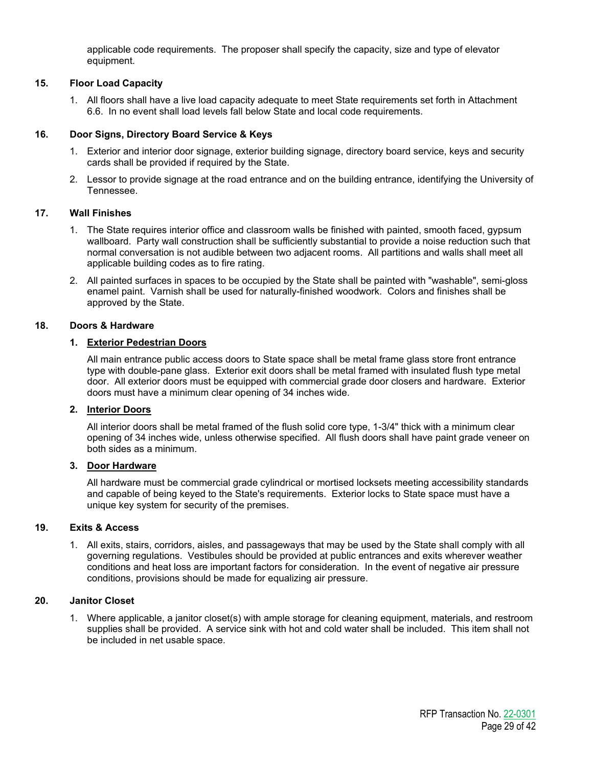applicable code requirements. The proposer shall specify the capacity, size and type of elevator equipment.

## 15. Floor Load Capacity

1. All floors shall have a live load capacity adequate to meet State requirements set forth in Attachment 6.6. In no event shall load levels fall below State and local code requirements.

## 16. Door Signs, Directory Board Service & Keys

1. Exterior and interior door signage, exterior building signage, directory board service, keys and security cards shall be provided if required by the State.
2. Lessor to provide signage at the road entrance and on the building entrance, identifying the University of Tennessee.

## 17. Wall Finishes

1. The State requires interior office and classroom walls be finished with painted, smooth faced, gypsum wallboard. Party wall construction shall be sufficiently substantial to provide a noise reduction such that normal conversation is not audible between two adjacent rooms. All partitions and walls shall meet all applicable building codes as to fire rating.
2. All painted surfaces in spaces to be occupied by the State shall be painted with "washable", semi-gloss enamel paint. Varnish shall be used for naturally-finished woodwork. Colors and finishes shall be approved by the State.

## 18. Doors & Hardware

### 1. Exterior Pedestrian Doors

All main entrance public access doors to State space shall be metal frame glass store front entrance type with double-pane glass. Exterior exit doors shall be metal framed with insulated flush type metal door. All exterior doors must be equipped with commercial grade door closers and hardware. Exterior doors must have a minimum clear opening of 34 inches wide.

### 2. Interior Doors

All interior doors shall be metal framed of the flush solid core type, 1-3/4" thick with a minimum clear opening of 34 inches wide, unless otherwise specified. All flush doors shall have paint grade veneer on both sides as a minimum.

### 3. Door Hardware

All hardware must be commercial grade cylindrical or mortised locksets meeting accessibility standards and capable of being keyed to the State's requirements. Exterior locks to State space must have a unique key system for security of the premises.

## 19. Exits & Access

1. All exits, stairs, corridors, aisles, and passageways that may be used by the State shall comply with all governing regulations. Vestibules should be provided at public entrances and exits wherever weather conditions and heat loss are important factors for consideration. In the event of negative air pressure conditions, provisions should be made for equalizing air pressure.

## 20. Janitor Closet

1. Where applicable, a janitor closet(s) with ample storage for cleaning equipment, materials, and restroom supplies shall be provided. A service sink with hot and cold water shall be included. This item shall not be included in net usable space.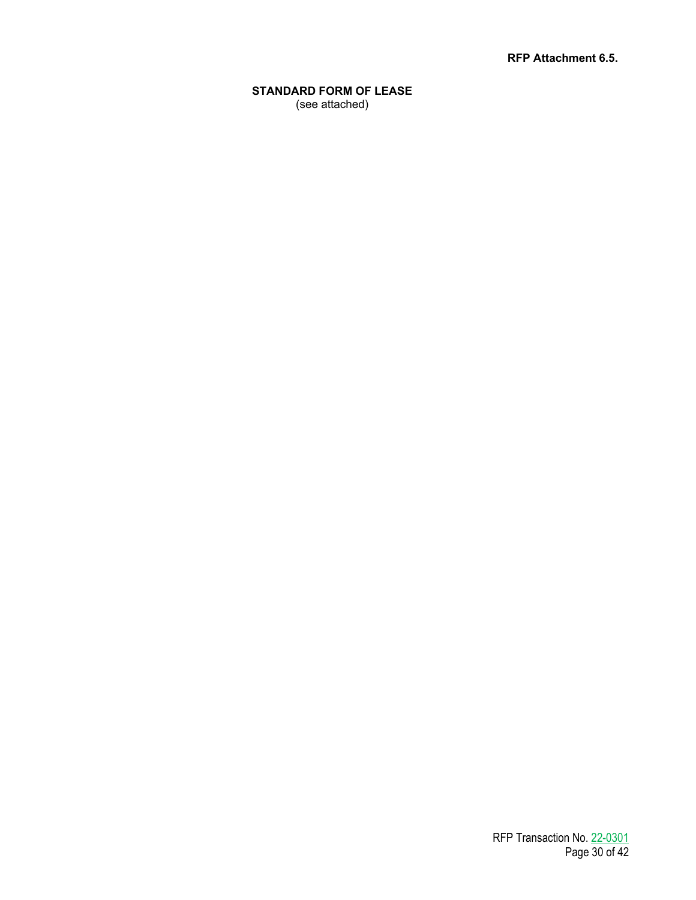**RFP Attachment 6.5.**

## STANDARD FORM OF LEASE

(see attached)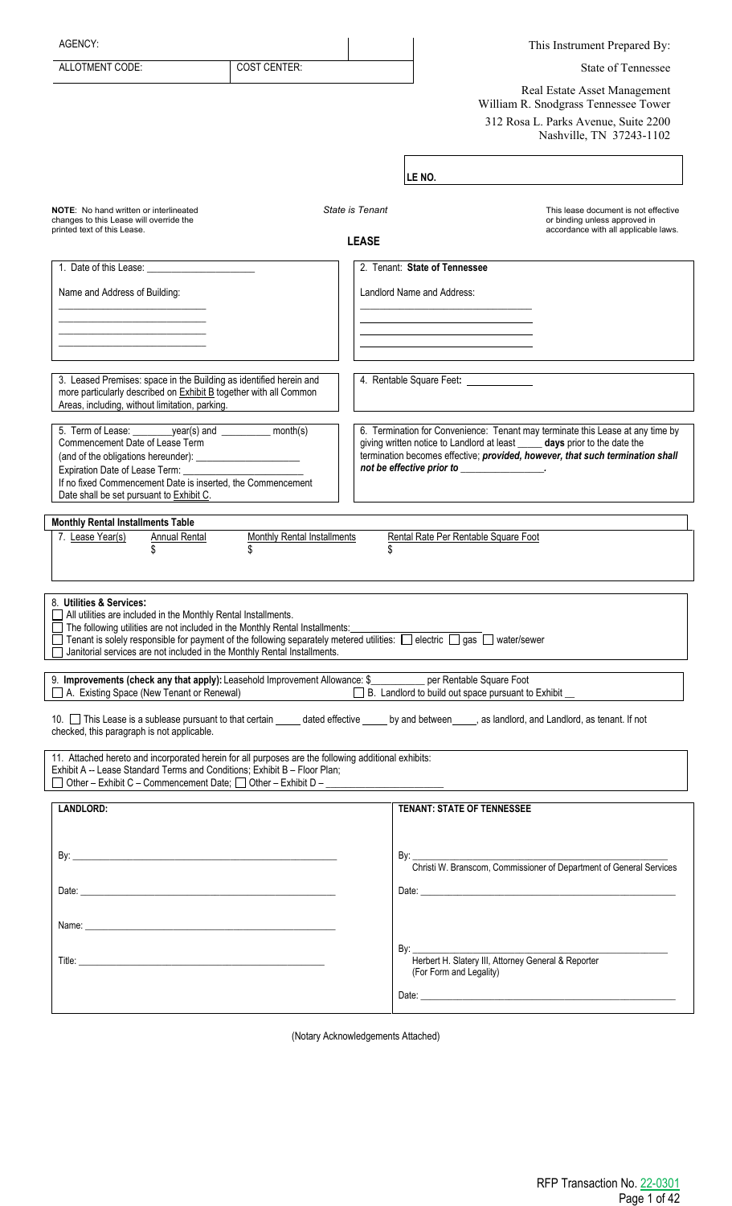AGENCY:

ALLOTMENT CODE: | COST CENTER:

This Instrument Prepared By:

State of Tennessee

Real Estate Asset Management
William R. Snodgrass Tennessee Tower
312 Rosa L. Parks Avenue, Suite 2200
Nashville, TN 37243-1102

LE NO.

**NOTE**: No hand written or interlineated changes to this Lease will override the printed text of this Lease.

*State is Tenant*

**LEASE**

This lease document is not effective or binding unless approved in accordance with all applicable laws.

1. Date of this Lease: ____________________

Name and Address of Building:

____________________________

____________________________

____________________________

____________________________

2. Tenant: **State of Tennessee**

Landlord Name and Address:

____________________________

____________________________

____________________________

____________________________

3. Leased Premises: space in the Building as identified herein and more particularly described on Exhibit B together with all Common Areas, including, without limitation, parking.

4. Rentable Square Feet**:** ____________

5. Term of Lease: ________year(s) and _________ month(s)
Commencement Date of Lease Term
(and of the obligations hereunder): ____________________
Expiration Date of Lease Term: ____________________
If no fixed Commencement Date is inserted, the Commencement Date shall be set pursuant to Exhibit C.

6. Termination for Convenience: Tenant may terminate this Lease at any time by giving written notice to Landlord at least _____ **days** prior to the date the termination becomes effective; ***provided, however, that such termination shall not be effective prior to ________________.***

**Monthly Rental Installments Table**

| 7. Lease Year(s) | Annual Rental | Monthly Rental Installments | Rental Rate Per Rentable Square Foot |
|---|---|---|---|
| | $ | $ | $ |

8. **Utilities & Services:**
☐ All utilities are included in the Monthly Rental Installments.
☐ The following utilities are not included in the Monthly Rental Installments:________________________
☐ Tenant is solely responsible for payment of the following separately metered utilities: ☐ electric ☐ gas ☐ water/sewer
☐ Janitorial services are not included in the Monthly Rental Installments.

9. **Improvements (check any that apply):** Leasehold Improvement Allowance: $__________ per Rentable Square Foot
☐ A. Existing Space (New Tenant or Renewal) ☐ B. Landlord to build out space pursuant to Exhibit __

10. ☐ This Lease is a sublease pursuant to that certain _____ dated effective _____ by and between_____, as landlord, and Landlord, as tenant. If not checked, this paragraph is not applicable.

11. Attached hereto and incorporated herein for all purposes are the following additional exhibits:
Exhibit A -- Lease Standard Terms and Conditions; Exhibit B – Floor Plan;
☐ Other – Exhibit C – Commencement Date; ☐ Other – Exhibit D – ______________________

**LANDLORD:**

By: ____________________________________________

Date: __________________________________________

Name: _________________________________________

Title: __________________________________________

**TENANT: STATE OF TENNESSEE**

By: ____________________________________________
Christi W. Branscom, Commissioner of Department of General Services

Date: __________________________________________

By: ____________________________________________
Herbert H. Slatery III, Attorney General & Reporter
(For Form and Legality)

Date: __________________________________________

(Notary Acknowledgements Attached)

RFP Transaction No. 22-0301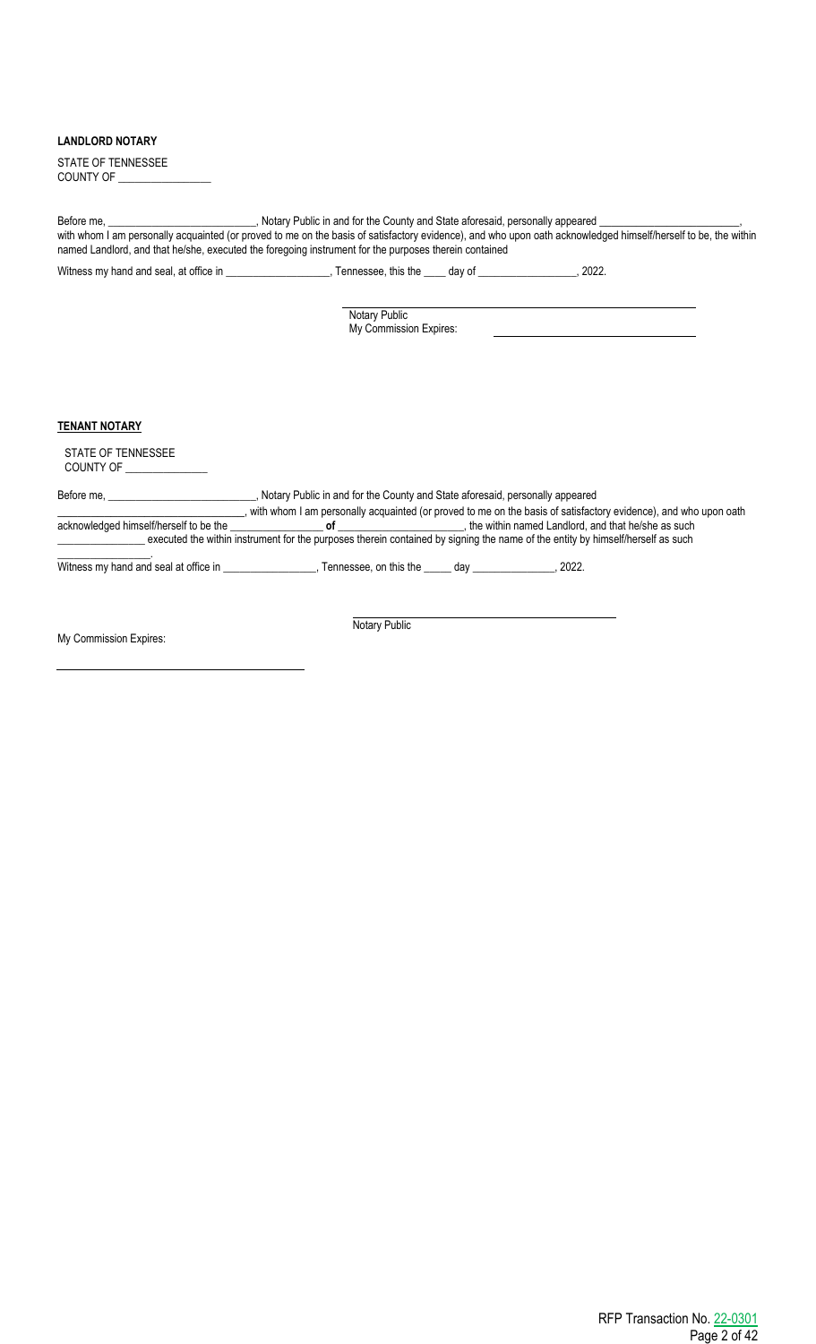**LANDLORD NOTARY**

STATE OF TENNESSEE
COUNTY OF _________________

Before me, ___________________________, Notary Public in and for the County and State aforesaid, personally appeared _________________________, with whom I am personally acquainted (or proved to me on the basis of satisfactory evidence), and who upon oath acknowledged himself/herself to be, the within named Landlord, and that he/she, executed the foregoing instrument for the purposes therein contained

Witness my hand and seal, at office in ___________________, Tennessee, this the ____ day of __________________, 2022.

Notary Public
My Commission Expires: 

**TENANT NOTARY**

STATE OF TENNESSEE
COUNTY OF _______________

Before me, ___________________________, Notary Public in and for the County and State aforesaid, personally appeared _________________________________, with whom I am personally acquainted (or proved to me on the basis of satisfactory evidence), and who upon oath acknowledged himself/herself to be the _________________ **of** _______________________, the within named Landlord, and that he/she as such ________________ executed the within instrument for the purposes therein contained by signing the name of the entity by himself/herself as such ________________.

Witness my hand and seal at office in _________________, Tennessee, on this the _____ day _______________, 2022.

Notary Public

My Commission Expires:

RFP Transaction No. 22-0301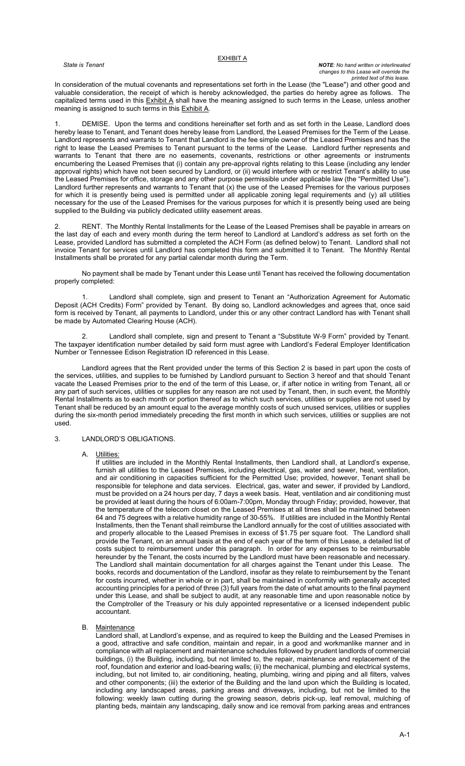# EXHIBIT A

*State is Tenant*

***NOTE**: No hand written or interlineated changes to this Lease will override the printed text of this lease.*

In consideration of the mutual covenants and representations set forth in the Lease (the "Lease") and other good and valuable consideration, the receipt of which is hereby acknowledged, the parties do hereby agree as follows. The capitalized terms used in this Exhibit A shall have the meaning assigned to such terms in the Lease, unless another meaning is assigned to such terms in this Exhibit A.

1. DEMISE. Upon the terms and conditions hereinafter set forth and as set forth in the Lease, Landlord does hereby lease to Tenant, and Tenant does hereby lease from Landlord, the Leased Premises for the Term of the Lease. Landlord represents and warrants to Tenant that Landlord is the fee simple owner of the Leased Premises and has the right to lease the Leased Premises to Tenant pursuant to the terms of the Lease. Landlord further represents and warrants to Tenant that there are no easements, covenants, restrictions or other agreements or instruments encumbering the Leased Premises that (i) contain any pre-approval rights relating to this Lease (including any lender approval rights) which have not been secured by Landlord, or (ii) would interfere with or restrict Tenant's ability to use the Leased Premises for office, storage and any other purpose permissible under applicable law (the "Permitted Use"). Landlord further represents and warrants to Tenant that (x) the use of the Leased Premises for the various purposes for which it is presently being used is permitted under all applicable zoning legal requirements and (y) all utilities necessary for the use of the Leased Premises for the various purposes for which it is presently being used are being supplied to the Building via publicly dedicated utility easement areas.

2. RENT. The Monthly Rental Installments for the Lease of the Leased Premises shall be payable in arrears on the last day of each and every month during the term hereof to Landlord at Landlord's address as set forth on the Lease, provided Landlord has submitted a completed the ACH Form (as defined below) to Tenant. Landlord shall not invoice Tenant for services until Landlord has completed this form and submitted it to Tenant. The Monthly Rental Installments shall be prorated for any partial calendar month during the Term.

No payment shall be made by Tenant under this Lease until Tenant has received the following documentation properly completed:

1. Landlord shall complete, sign and present to Tenant an "Authorization Agreement for Automatic Deposit (ACH Credits) Form" provided by Tenant. By doing so, Landlord acknowledges and agrees that, once said form is received by Tenant, all payments to Landlord, under this or any other contract Landlord has with Tenant shall be made by Automated Clearing House (ACH).

2. Landlord shall complete, sign and present to Tenant a "Substitute W-9 Form" provided by Tenant. The taxpayer identification number detailed by said form must agree with Landlord's Federal Employer Identification Number or Tennessee Edison Registration ID referenced in this Lease.

Landlord agrees that the Rent provided under the terms of this Section 2 is based in part upon the costs of the services, utilities, and supplies to be furnished by Landlord pursuant to Section 3 hereof and that should Tenant vacate the Leased Premises prior to the end of the term of this Lease, or, if after notice in writing from Tenant, all or any part of such services, utilities or supplies for any reason are not used by Tenant, then, in such event, the Monthly Rental Installments as to each month or portion thereof as to which such services, utilities or supplies are not used by Tenant shall be reduced by an amount equal to the average monthly costs of such unused services, utilities or supplies during the six-month period immediately preceding the first month in which such services, utilities or supplies are not used.

3. LANDLORD'S OBLIGATIONS.

A. Utilities:

If utilities are included in the Monthly Rental Installments, then Landlord shall, at Landlord's expense, furnish all utilities to the Leased Premises, including electrical, gas, water and sewer, heat, ventilation, and air conditioning in capacities sufficient for the Permitted Use; provided, however, Tenant shall be responsible for telephone and data services. Electrical, gas, water and sewer, if provided by Landlord, must be provided on a 24 hours per day, 7 days a week basis. Heat, ventilation and air conditioning must be provided at least during the hours of 6:00am-7:00pm, Monday through Friday; provided, however, that the temperature of the telecom closet on the Leased Premises at all times shall be maintained between 64 and 75 degrees with a relative humidity range of 30-55%. If utilities are included in the Monthly Rental Installments, then the Tenant shall reimburse the Landlord annually for the cost of utilities associated with and properly allocable to the Leased Premises in excess of $1.75 per square foot. The Landlord shall provide the Tenant, on an annual basis at the end of each year of the term of this Lease, a detailed list of costs subject to reimbursement under this paragraph. In order for any expenses to be reimbursable hereunder by the Tenant, the costs incurred by the Landlord must have been reasonable and necessary. The Landlord shall maintain documentation for all charges against the Tenant under this Lease. The books, records and documentation of the Landlord, insofar as they relate to reimbursement by the Tenant for costs incurred, whether in whole or in part, shall be maintained in conformity with generally accepted accounting principles for a period of three (3) full years from the date of what amounts to the final payment under this Lease, and shall be subject to audit, at any reasonable time and upon reasonable notice by the Comptroller of the Treasury or his duly appointed representative or a licensed independent public accountant.

B. Maintenance

Landlord shall, at Landlord's expense, and as required to keep the Building and the Leased Premises in a good, attractive and safe condition, maintain and repair, in a good and workmanlike manner and in compliance with all replacement and maintenance schedules followed by prudent landlords of commercial buildings, (i) the Building, including, but not limited to, the repair, maintenance and replacement of the roof, foundation and exterior and load-bearing walls; (ii) the mechanical, plumbing and electrical systems, including, but not limited to, air conditioning, heating, plumbing, wiring and piping and all filters, valves and other components; (iii) the exterior of the Building and the land upon which the Building is located, including any landscaped areas, parking areas and driveways, including, but not be limited to the following: weekly lawn cutting during the growing season, debris pick-up, leaf removal, mulching of planting beds, maintain any landscaping, daily snow and ice removal from parking areas and entrances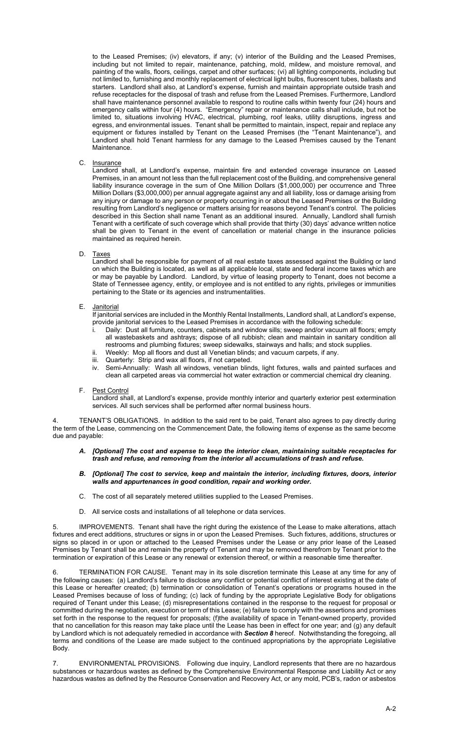to the Leased Premises; (iv) elevators, if any; (v) interior of the Building and the Leased Premises, including but not limited to repair, maintenance, patching, mold, mildew, and moisture removal, and painting of the walls, floors, ceilings, carpet and other surfaces; (vi) all lighting components, including but not limited to, furnishing and monthly replacement of electrical light bulbs, fluorescent tubes, ballasts and starters. Landlord shall also, at Landlord's expense, furnish and maintain appropriate outside trash and refuse receptacles for the disposal of trash and refuse from the Leased Premises. Furthermore, Landlord shall have maintenance personnel available to respond to routine calls within twenty four (24) hours and emergency calls within four (4) hours. "Emergency" repair or maintenance calls shall include, but not be limited to, situations involving HVAC, electrical, plumbing, roof leaks, utility disruptions, ingress and egress, and environmental issues. Tenant shall be permitted to maintain, inspect, repair and replace any equipment or fixtures installed by Tenant on the Leased Premises (the "Tenant Maintenance"), and Landlord shall hold Tenant harmless for any damage to the Leased Premises caused by the Tenant Maintenance.

C. Insurance

Landlord shall, at Landlord's expense, maintain fire and extended coverage insurance on Leased Premises, in an amount not less than the full replacement cost of the Building, and comprehensive general liability insurance coverage in the sum of One Million Dollars ($1,000,000) per occurrence and Three Million Dollars ($3,000,000) per annual aggregate against any and all liability, loss or damage arising from any injury or damage to any person or property occurring in or about the Leased Premises or the Building resulting from Landlord's negligence or matters arising for reasons beyond Tenant's control. The policies described in this Section shall name Tenant as an additional insured. Annually, Landlord shall furnish Tenant with a certificate of such coverage which shall provide that thirty (30) days' advance written notice shall be given to Tenant in the event of cancellation or material change in the insurance policies maintained as required herein.

D. Taxes

Landlord shall be responsible for payment of all real estate taxes assessed against the Building or land on which the Building is located, as well as all applicable local, state and federal income taxes which are or may be payable by Landlord. Landlord, by virtue of leasing property to Tenant, does not become a State of Tennessee agency, entity, or employee and is not entitled to any rights, privileges or immunities pertaining to the State or its agencies and instrumentalities.

E. Janitorial

If janitorial services are included in the Monthly Rental Installments, Landlord shall, at Landlord's expense, provide janitorial services to the Leased Premises in accordance with the following schedule:

i. Daily: Dust all furniture, counters, cabinets and window sills; sweep and/or vacuum all floors; empty all wastebaskets and ashtrays; dispose of all rubbish; clean and maintain in sanitary condition all restrooms and plumbing fixtures; sweep sidewalks, stairways and halls; and stock supplies.
ii. Weekly: Mop all floors and dust all Venetian blinds; and vacuum carpets, if any.
iii. Quarterly: Strip and wax all floors, if not carpeted.
iv. Semi-Annually: Wash all windows, venetian blinds, light fixtures, walls and painted surfaces and clean all carpeted areas via commercial hot water extraction or commercial chemical dry cleaning.

F. Pest Control

Landlord shall, at Landlord's expense, provide monthly interior and quarterly exterior pest extermination services. All such services shall be performed after normal business hours.

4. TENANT'S OBLIGATIONS. In addition to the said rent to be paid, Tenant also agrees to pay directly during the term of the Lease, commencing on the Commencement Date, the following items of expense as the same become due and payable:

***A. [Optional] The cost and expense to keep the interior clean, maintaining suitable receptacles for trash and refuse, and removing from the interior all accumulations of trash and refuse.***

***B. [Optional] The cost to service, keep and maintain the interior, including fixtures, doors, interior walls and appurtenances in good condition, repair and working order.***

C. The cost of all separately metered utilities supplied to the Leased Premises.

D. All service costs and installations of all telephone or data services.

5. IMPROVEMENTS. Tenant shall have the right during the existence of the Lease to make alterations, attach fixtures and erect additions, structures or signs in or upon the Leased Premises. Such fixtures, additions, structures or signs so placed in or upon or attached to the Leased Premises under the Lease or any prior lease of the Leased Premises by Tenant shall be and remain the property of Tenant and may be removed therefrom by Tenant prior to the termination or expiration of this Lease or any renewal or extension thereof, or within a reasonable time thereafter.

6. TERMINATION FOR CAUSE. Tenant may in its sole discretion terminate this Lease at any time for any of the following causes: (a) Landlord's failure to disclose any conflict or potential conflict of interest existing at the date of this Lease or hereafter created; (b) termination or consolidation of Tenant's operations or programs housed in the Leased Premises because of loss of funding; (c) lack of funding by the appropriate Legislative Body for obligations required of Tenant under this Lease; (d) misrepresentations contained in the response to the request for proposal or committed during the negotiation, execution or term of this Lease; (e) failure to comply with the assertions and promises set forth in the response to the request for proposals; (f)the availability of space in Tenant-owned property, provided that no cancellation for this reason may take place until the Lease has been in effect for one year; and (g) any default by Landlord which is not adequately remedied in accordance with ***Section 8*** hereof. Notwithstanding the foregoing, all terms and conditions of the Lease are made subject to the continued appropriations by the appropriate Legislative Body.

7. ENVIRONMENTAL PROVISIONS. Following due inquiry, Landlord represents that there are no hazardous substances or hazardous wastes as defined by the Comprehensive Environmental Response and Liability Act or any hazardous wastes as defined by the Resource Conservation and Recovery Act, or any mold, PCB's, radon or asbestos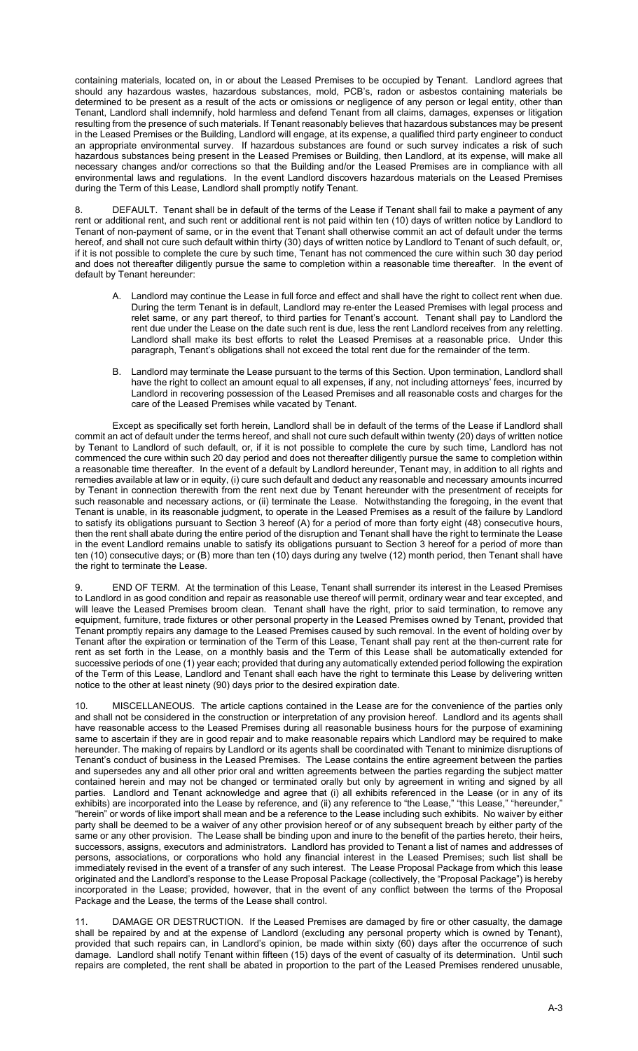containing materials, located on, in or about the Leased Premises to be occupied by Tenant. Landlord agrees that should any hazardous wastes, hazardous substances, mold, PCB's, radon or asbestos containing materials be determined to be present as a result of the acts or omissions or negligence of any person or legal entity, other than Tenant, Landlord shall indemnify, hold harmless and defend Tenant from all claims, damages, expenses or litigation resulting from the presence of such materials. If Tenant reasonably believes that hazardous substances may be present in the Leased Premises or the Building, Landlord will engage, at its expense, a qualified third party engineer to conduct an appropriate environmental survey. If hazardous substances are found or such survey indicates a risk of such hazardous substances being present in the Leased Premises or Building, then Landlord, at its expense, will make all necessary changes and/or corrections so that the Building and/or the Leased Premises are in compliance with all environmental laws and regulations. In the event Landlord discovers hazardous materials on the Leased Premises during the Term of this Lease, Landlord shall promptly notify Tenant.

8. DEFAULT. Tenant shall be in default of the terms of the Lease if Tenant shall fail to make a payment of any rent or additional rent, and such rent or additional rent is not paid within ten (10) days of written notice by Landlord to Tenant of non-payment of same, or in the event that Tenant shall otherwise commit an act of default under the terms hereof, and shall not cure such default within thirty (30) days of written notice by Landlord to Tenant of such default, or, if it is not possible to complete the cure by such time, Tenant has not commenced the cure within such 30 day period and does not thereafter diligently pursue the same to completion within a reasonable time thereafter. In the event of default by Tenant hereunder:

A. Landlord may continue the Lease in full force and effect and shall have the right to collect rent when due. During the term Tenant is in default, Landlord may re-enter the Leased Premises with legal process and relet same, or any part thereof, to third parties for Tenant's account. Tenant shall pay to Landlord the rent due under the Lease on the date such rent is due, less the rent Landlord receives from any reletting. Landlord shall make its best efforts to relet the Leased Premises at a reasonable price. Under this paragraph, Tenant's obligations shall not exceed the total rent due for the remainder of the term.

B. Landlord may terminate the Lease pursuant to the terms of this Section. Upon termination, Landlord shall have the right to collect an amount equal to all expenses, if any, not including attorneys' fees, incurred by Landlord in recovering possession of the Leased Premises and all reasonable costs and charges for the care of the Leased Premises while vacated by Tenant.

Except as specifically set forth herein, Landlord shall be in default of the terms of the Lease if Landlord shall commit an act of default under the terms hereof, and shall not cure such default within twenty (20) days of written notice by Tenant to Landlord of such default, or, if it is not possible to complete the cure by such time, Landlord has not commenced the cure within such 20 day period and does not thereafter diligently pursue the same to completion within a reasonable time thereafter. In the event of a default by Landlord hereunder, Tenant may, in addition to all rights and remedies available at law or in equity, (i) cure such default and deduct any reasonable and necessary amounts incurred by Tenant in connection therewith from the rent next due by Tenant hereunder with the presentment of receipts for such reasonable and necessary actions, or (ii) terminate the Lease. Notwithstanding the foregoing, in the event that Tenant is unable, in its reasonable judgment, to operate in the Leased Premises as a result of the failure by Landlord to satisfy its obligations pursuant to Section 3 hereof (A) for a period of more than forty eight (48) consecutive hours, then the rent shall abate during the entire period of the disruption and Tenant shall have the right to terminate the Lease in the event Landlord remains unable to satisfy its obligations pursuant to Section 3 hereof for a period of more than ten (10) consecutive days; or (B) more than ten (10) days during any twelve (12) month period, then Tenant shall have the right to terminate the Lease.

9. END OF TERM. At the termination of this Lease, Tenant shall surrender its interest in the Leased Premises to Landlord in as good condition and repair as reasonable use thereof will permit, ordinary wear and tear excepted, and will leave the Leased Premises broom clean. Tenant shall have the right, prior to said termination, to remove any equipment, furniture, trade fixtures or other personal property in the Leased Premises owned by Tenant, provided that Tenant promptly repairs any damage to the Leased Premises caused by such removal. In the event of holding over by Tenant after the expiration or termination of the Term of this Lease, Tenant shall pay rent at the then-current rate for rent as set forth in the Lease, on a monthly basis and the Term of this Lease shall be automatically extended for successive periods of one (1) year each; provided that during any automatically extended period following the expiration of the Term of this Lease, Landlord and Tenant shall each have the right to terminate this Lease by delivering written notice to the other at least ninety (90) days prior to the desired expiration date.

10. MISCELLANEOUS. The article captions contained in the Lease are for the convenience of the parties only and shall not be considered in the construction or interpretation of any provision hereof. Landlord and its agents shall have reasonable access to the Leased Premises during all reasonable business hours for the purpose of examining same to ascertain if they are in good repair and to make reasonable repairs which Landlord may be required to make hereunder. The making of repairs by Landlord or its agents shall be coordinated with Tenant to minimize disruptions of Tenant's conduct of business in the Leased Premises. The Lease contains the entire agreement between the parties and supersedes any and all other prior oral and written agreements between the parties regarding the subject matter contained herein and may not be changed or terminated orally but only by agreement in writing and signed by all parties. Landlord and Tenant acknowledge and agree that (i) all exhibits referenced in the Lease (or in any of its exhibits) are incorporated into the Lease by reference, and (ii) any reference to "the Lease," "this Lease," "hereunder," "herein" or words of like import shall mean and be a reference to the Lease including such exhibits. No waiver by either party shall be deemed to be a waiver of any other provision hereof or of any subsequent breach by either party of the same or any other provision. The Lease shall be binding upon and inure to the benefit of the parties hereto, their heirs, successors, assigns, executors and administrators. Landlord has provided to Tenant a list of names and addresses of persons, associations, or corporations who hold any financial interest in the Leased Premises; such list shall be immediately revised in the event of a transfer of any such interest. The Lease Proposal Package from which this lease originated and the Landlord's response to the Lease Proposal Package (collectively, the "Proposal Package") is hereby incorporated in the Lease; provided, however, that in the event of any conflict between the terms of the Proposal Package and the Lease, the terms of the Lease shall control.

11. DAMAGE OR DESTRUCTION. If the Leased Premises are damaged by fire or other casualty, the damage shall be repaired by and at the expense of Landlord (excluding any personal property which is owned by Tenant), provided that such repairs can, in Landlord's opinion, be made within sixty (60) days after the occurrence of such damage. Landlord shall notify Tenant within fifteen (15) days of the event of casualty of its determination. Until such repairs are completed, the rent shall be abated in proportion to the part of the Leased Premises rendered unusable,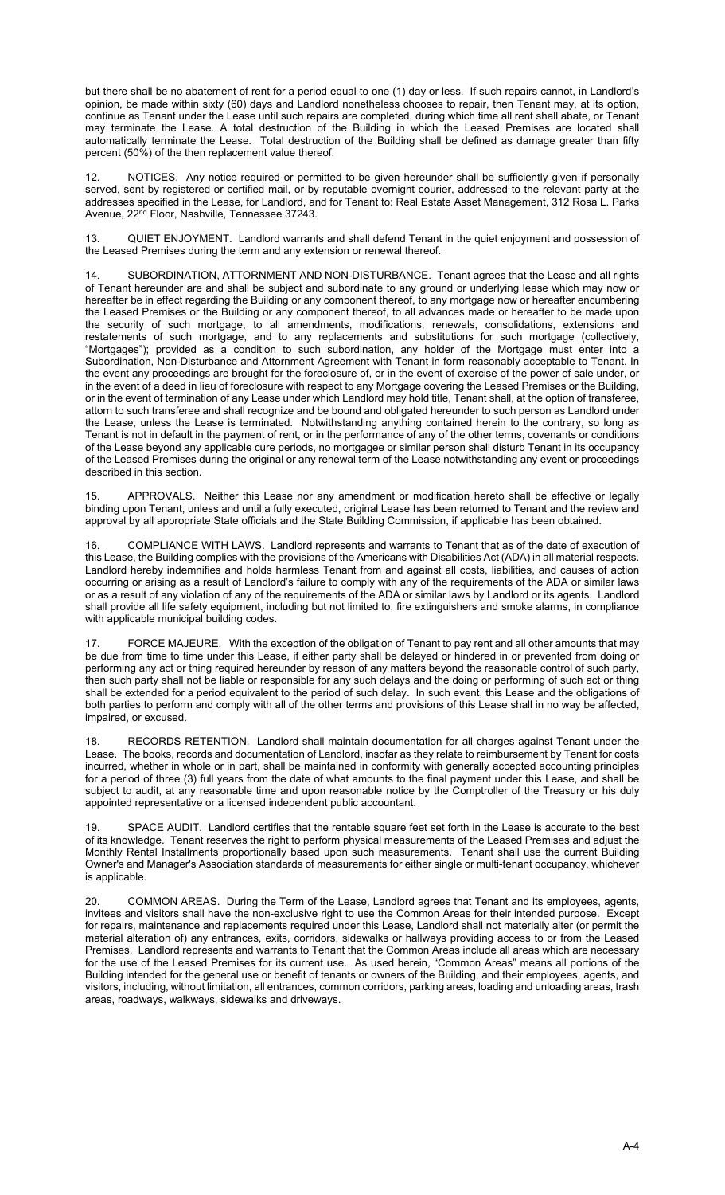but there shall be no abatement of rent for a period equal to one (1) day or less. If such repairs cannot, in Landlord's opinion, be made within sixty (60) days and Landlord nonetheless chooses to repair, then Tenant may, at its option, continue as Tenant under the Lease until such repairs are completed, during which time all rent shall abate, or Tenant may terminate the Lease. A total destruction of the Building in which the Leased Premises are located shall automatically terminate the Lease. Total destruction of the Building shall be defined as damage greater than fifty percent (50%) of the then replacement value thereof.

12. NOTICES. Any notice required or permitted to be given hereunder shall be sufficiently given if personally served, sent by registered or certified mail, or by reputable overnight courier, addressed to the relevant party at the addresses specified in the Lease, for Landlord, and for Tenant to: Real Estate Asset Management, 312 Rosa L. Parks Avenue, 22nd Floor, Nashville, Tennessee 37243.

13. QUIET ENJOYMENT. Landlord warrants and shall defend Tenant in the quiet enjoyment and possession of the Leased Premises during the term and any extension or renewal thereof.

14. SUBORDINATION, ATTORNMENT AND NON-DISTURBANCE. Tenant agrees that the Lease and all rights of Tenant hereunder are and shall be subject and subordinate to any ground or underlying lease which may now or hereafter be in effect regarding the Building or any component thereof, to any mortgage now or hereafter encumbering the Leased Premises or the Building or any component thereof, to all advances made or hereafter to be made upon the security of such mortgage, to all amendments, modifications, renewals, consolidations, extensions and restatements of such mortgage, and to any replacements and substitutions for such mortgage (collectively, "Mortgages"); provided as a condition to such subordination, any holder of the Mortgage must enter into a Subordination, Non-Disturbance and Attornment Agreement with Tenant in form reasonably acceptable to Tenant. In the event any proceedings are brought for the foreclosure of, or in the event of exercise of the power of sale under, or in the event of a deed in lieu of foreclosure with respect to any Mortgage covering the Leased Premises or the Building, or in the event of termination of any Lease under which Landlord may hold title, Tenant shall, at the option of transferee, attorn to such transferee and shall recognize and be bound and obligated hereunder to such person as Landlord under the Lease, unless the Lease is terminated. Notwithstanding anything contained herein to the contrary, so long as Tenant is not in default in the payment of rent, or in the performance of any of the other terms, covenants or conditions of the Lease beyond any applicable cure periods, no mortgagee or similar person shall disturb Tenant in its occupancy of the Leased Premises during the original or any renewal term of the Lease notwithstanding any event or proceedings described in this section.

15. APPROVALS. Neither this Lease nor any amendment or modification hereto shall be effective or legally binding upon Tenant, unless and until a fully executed, original Lease has been returned to Tenant and the review and approval by all appropriate State officials and the State Building Commission, if applicable has been obtained.

16. COMPLIANCE WITH LAWS. Landlord represents and warrants to Tenant that as of the date of execution of this Lease, the Building complies with the provisions of the Americans with Disabilities Act (ADA) in all material respects. Landlord hereby indemnifies and holds harmless Tenant from and against all costs, liabilities, and causes of action occurring or arising as a result of Landlord's failure to comply with any of the requirements of the ADA or similar laws or as a result of any violation of any of the requirements of the ADA or similar laws by Landlord or its agents. Landlord shall provide all life safety equipment, including but not limited to, fire extinguishers and smoke alarms, in compliance with applicable municipal building codes.

17. FORCE MAJEURE. With the exception of the obligation of Tenant to pay rent and all other amounts that may be due from time to time under this Lease, if either party shall be delayed or hindered in or prevented from doing or performing any act or thing required hereunder by reason of any matters beyond the reasonable control of such party, then such party shall not be liable or responsible for any such delays and the doing or performing of such act or thing shall be extended for a period equivalent to the period of such delay. In such event, this Lease and the obligations of both parties to perform and comply with all of the other terms and provisions of this Lease shall in no way be affected, impaired, or excused.

18. RECORDS RETENTION. Landlord shall maintain documentation for all charges against Tenant under the Lease. The books, records and documentation of Landlord, insofar as they relate to reimbursement by Tenant for costs incurred, whether in whole or in part, shall be maintained in conformity with generally accepted accounting principles for a period of three (3) full years from the date of what amounts to the final payment under this Lease, and shall be subject to audit, at any reasonable time and upon reasonable notice by the Comptroller of the Treasury or his duly appointed representative or a licensed independent public accountant.

19. SPACE AUDIT. Landlord certifies that the rentable square feet set forth in the Lease is accurate to the best of its knowledge. Tenant reserves the right to perform physical measurements of the Leased Premises and adjust the Monthly Rental Installments proportionally based upon such measurements. Tenant shall use the current Building Owner's and Manager's Association standards of measurements for either single or multi-tenant occupancy, whichever is applicable.

20. COMMON AREAS. During the Term of the Lease, Landlord agrees that Tenant and its employees, agents, invitees and visitors shall have the non-exclusive right to use the Common Areas for their intended purpose. Except for repairs, maintenance and replacements required under this Lease, Landlord shall not materially alter (or permit the material alteration of) any entrances, exits, corridors, sidewalks or hallways providing access to or from the Leased Premises. Landlord represents and warrants to Tenant that the Common Areas include all areas which are necessary for the use of the Leased Premises for its current use. As used herein, "Common Areas" means all portions of the Building intended for the general use or benefit of tenants or owners of the Building, and their employees, agents, and visitors, including, without limitation, all entrances, common corridors, parking areas, loading and unloading areas, trash areas, roadways, walkways, sidewalks and driveways.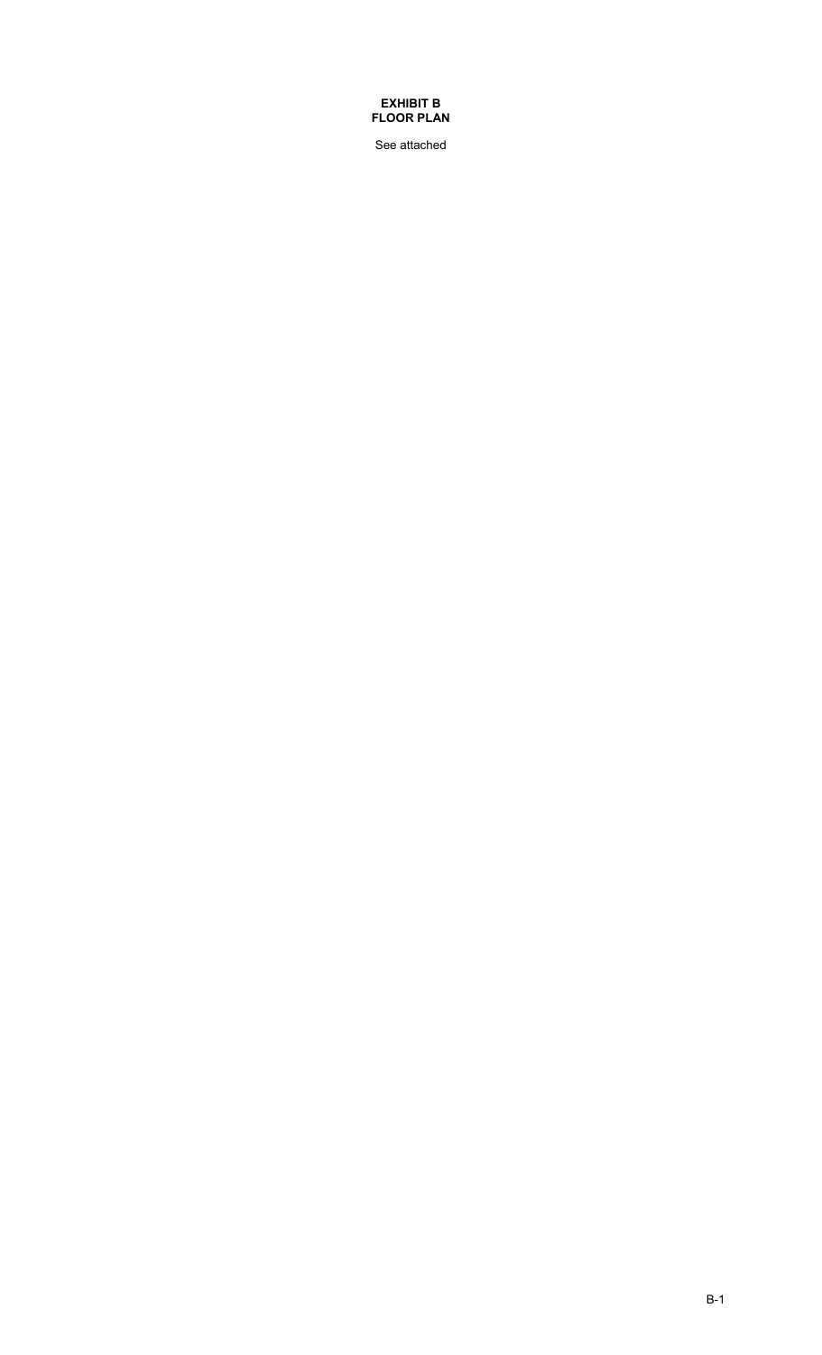# EXHIBIT B
# FLOOR PLAN

See attached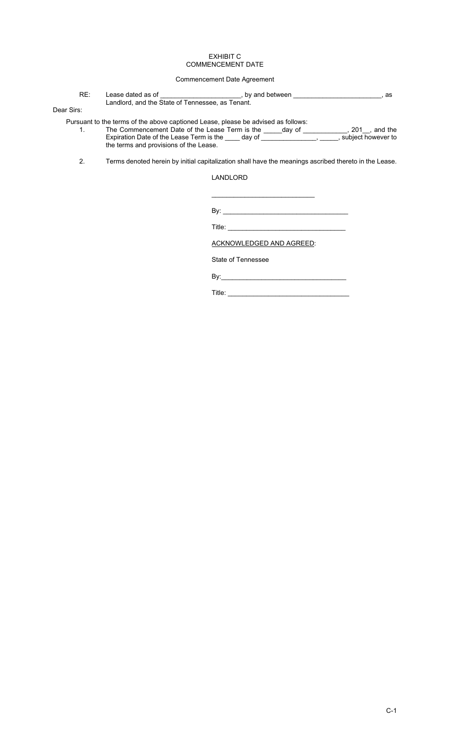# EXHIBIT C
# COMMENCEMENT DATE

## Commencement Date Agreement

RE: Lease dated as of ______________________, by and between ________________________, as Landlord, and the State of Tennessee, as Tenant.

Dear Sirs:

Pursuant to the terms of the above captioned Lease, please be advised as follows:

1. The Commencement Date of the Lease Term is the _____day of ____________, 201__, and the Expiration Date of the Lease Term is the ____ day of _______________, _____, subject however to the terms and provisions of the Lease.

2. Terms denoted herein by initial capitalization shall have the meanings ascribed thereto in the Lease.

LANDLORD

____________________________

By: __________________________________

Title: ________________________________

ACKNOWLEDGED AND AGREED:

State of Tennessee

By:__________________________________

Title: ________________________________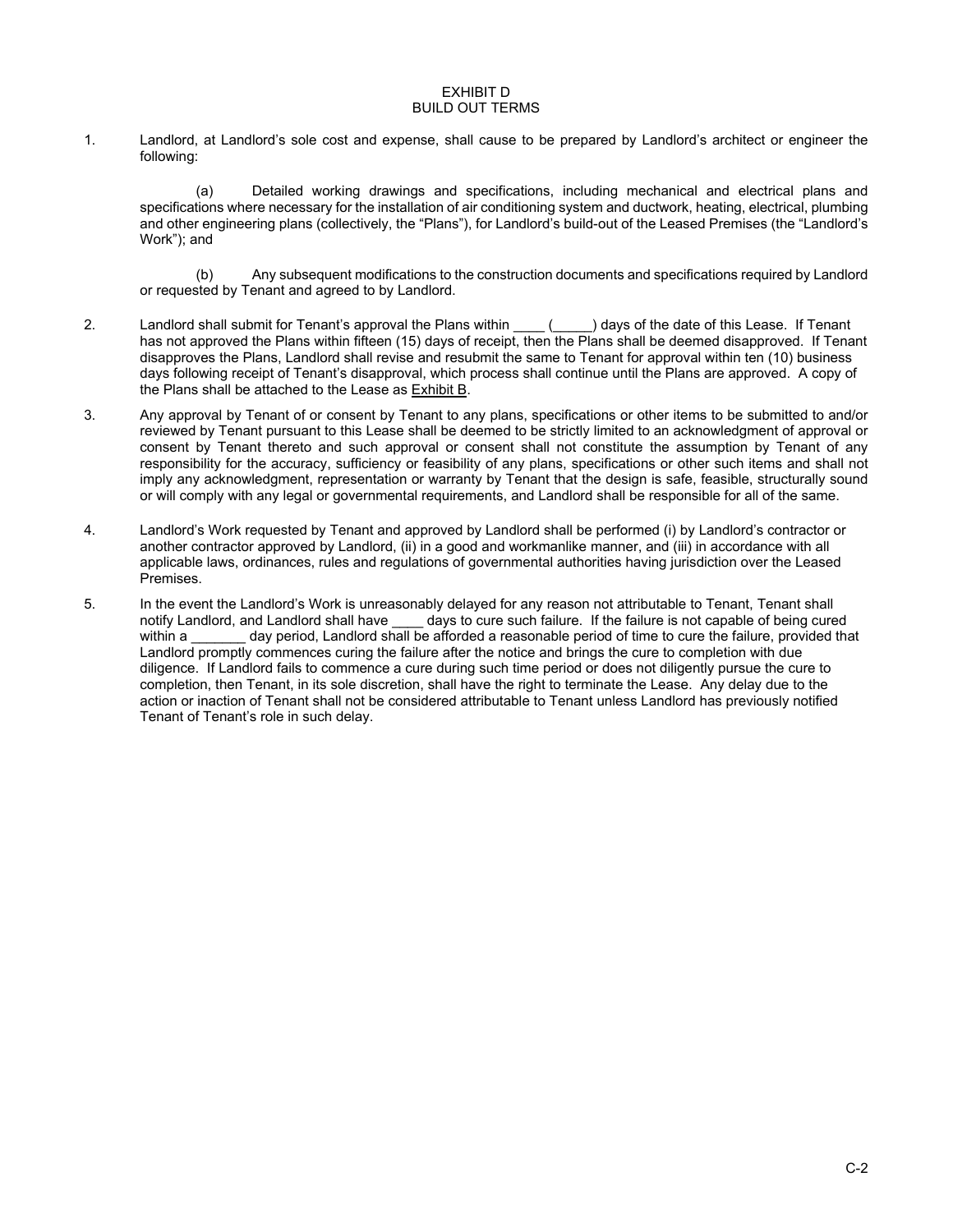# EXHIBIT D
## BUILD OUT TERMS

1. Landlord, at Landlord's sole cost and expense, shall cause to be prepared by Landlord's architect or engineer the following:

   (a) Detailed working drawings and specifications, including mechanical and electrical plans and specifications where necessary for the installation of air conditioning system and ductwork, heating, electrical, plumbing and other engineering plans (collectively, the "Plans"), for Landlord's build-out of the Leased Premises (the "Landlord's Work"); and

   (b) Any subsequent modifications to the construction documents and specifications required by Landlord or requested by Tenant and agreed to by Landlord.

2. Landlord shall submit for Tenant's approval the Plans within ____ (_____) days of the date of this Lease. If Tenant has not approved the Plans within fifteen (15) days of receipt, then the Plans shall be deemed disapproved. If Tenant disapproves the Plans, Landlord shall revise and resubmit the same to Tenant for approval within ten (10) business days following receipt of Tenant's disapproval, which process shall continue until the Plans are approved. A copy of the Plans shall be attached to the Lease as <u>Exhibit B</u>.

3. Any approval by Tenant of or consent by Tenant to any plans, specifications or other items to be submitted to and/or reviewed by Tenant pursuant to this Lease shall be deemed to be strictly limited to an acknowledgment of approval or consent by Tenant thereto and such approval or consent shall not constitute the assumption by Tenant of any responsibility for the accuracy, sufficiency or feasibility of any plans, specifications or other such items and shall not imply any acknowledgment, representation or warranty by Tenant that the design is safe, feasible, structurally sound or will comply with any legal or governmental requirements, and Landlord shall be responsible for all of the same.

4. Landlord's Work requested by Tenant and approved by Landlord shall be performed (i) by Landlord's contractor or another contractor approved by Landlord, (ii) in a good and workmanlike manner, and (iii) in accordance with all applicable laws, ordinances, rules and regulations of governmental authorities having jurisdiction over the Leased Premises.

5. In the event the Landlord's Work is unreasonably delayed for any reason not attributable to Tenant, Tenant shall notify Landlord, and Landlord shall have ____ days to cure such failure. If the failure is not capable of being cured within a _______ day period, Landlord shall be afforded a reasonable period of time to cure the failure, provided that Landlord promptly commences curing the failure after the notice and brings the cure to completion with due diligence. If Landlord fails to commence a cure during such time period or does not diligently pursue the cure to completion, then Tenant, in its sole discretion, shall have the right to terminate the Lease. Any delay due to the action or inaction of Tenant shall not be considered attributable to Tenant unless Landlord has previously notified Tenant of Tenant's role in such delay.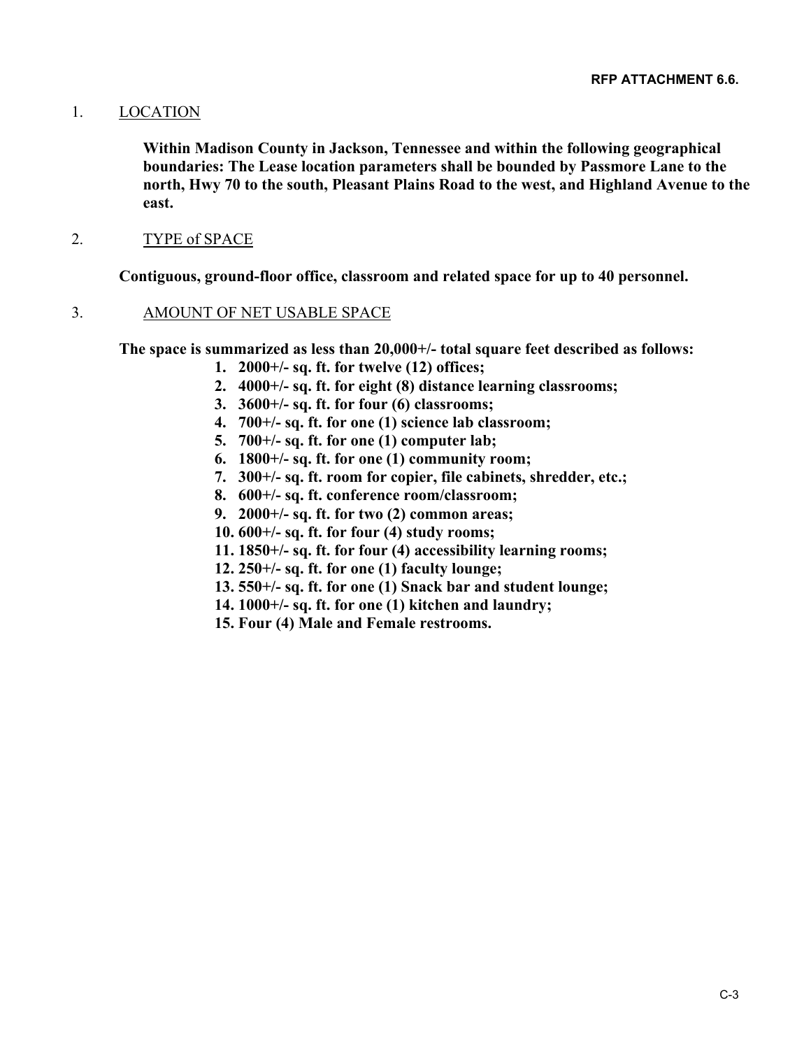**RFP ATTACHMENT 6.6.**

1. <u>LOCATION</u>

   **Within Madison County in Jackson, Tennessee and within the following geographical boundaries: The Lease location parameters shall be bounded by Passmore Lane to the north, Hwy 70 to the south, Pleasant Plains Road to the west, and Highland Avenue to the east.**

2. <u>TYPE of SPACE</u>

   **Contiguous, ground-floor office, classroom and related space for up to 40 personnel.**

3. <u>AMOUNT OF NET USABLE SPACE</u>

   **The space is summarized as less than 20,000+/- total square feet described as follows:**

   1. **2000+/- sq. ft. for twelve (12) offices;**
   2. **4000+/- sq. ft. for eight (8) distance learning classrooms;**
   3. **3600+/- sq. ft. for four (6) classrooms;**
   4. **700+/- sq. ft. for one (1) science lab classroom;**
   5. **700+/- sq. ft. for one (1) computer lab;**
   6. **1800+/- sq. ft. for one (1) community room;**
   7. **300+/- sq. ft. room for copier, file cabinets, shredder, etc.;**
   8. **600+/- sq. ft. conference room/classroom;**
   9. **2000+/- sq. ft. for two (2) common areas;**
   10. **600+/- sq. ft. for four (4) study rooms;**
   11. **1850+/- sq. ft. for four (4) accessibility learning rooms;**
   12. **250+/- sq. ft. for one (1) faculty lounge;**
   13. **550+/- sq. ft. for one (1) Snack bar and student lounge;**
   14. **1000+/- sq. ft. for one (1) kitchen and laundry;**
   15. **Four (4) Male and Female restrooms.**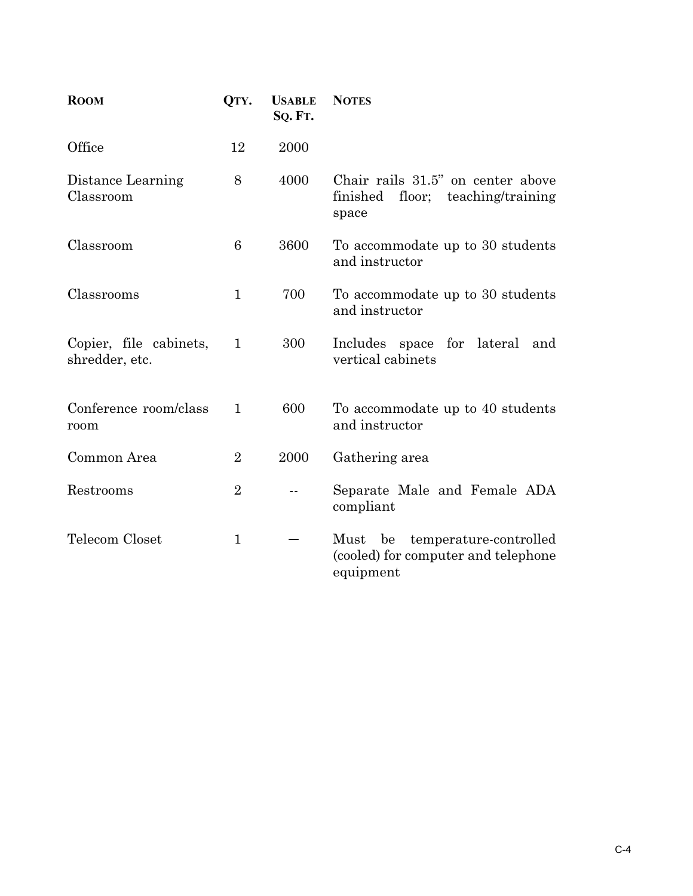| **ROOM** | **QTY.** | **USABLE SQ. FT.** | **NOTES** |
|---|---|---|---|
| Office | 12 | 2000 | |
| Distance Learning Classroom | 8 | 4000 | Chair rails 31.5" on center above finished floor; teaching/training space |
| Classroom | 6 | 3600 | To accommodate up to 30 students and instructor |
| Classrooms | 1 | 700 | To accommodate up to 30 students and instructor |
| Copier, file cabinets, shredder, etc. | 1 | 300 | Includes space for lateral and vertical cabinets |
| Conference room/class room | 1 | 600 | To accommodate up to 40 students and instructor |
| Common Area | 2 | 2000 | Gathering area |
| Restrooms | 2 | -- | Separate Male and Female ADA compliant |
| Telecom Closet | 1 | — | Must be temperature-controlled (cooled) for computer and telephone equipment |